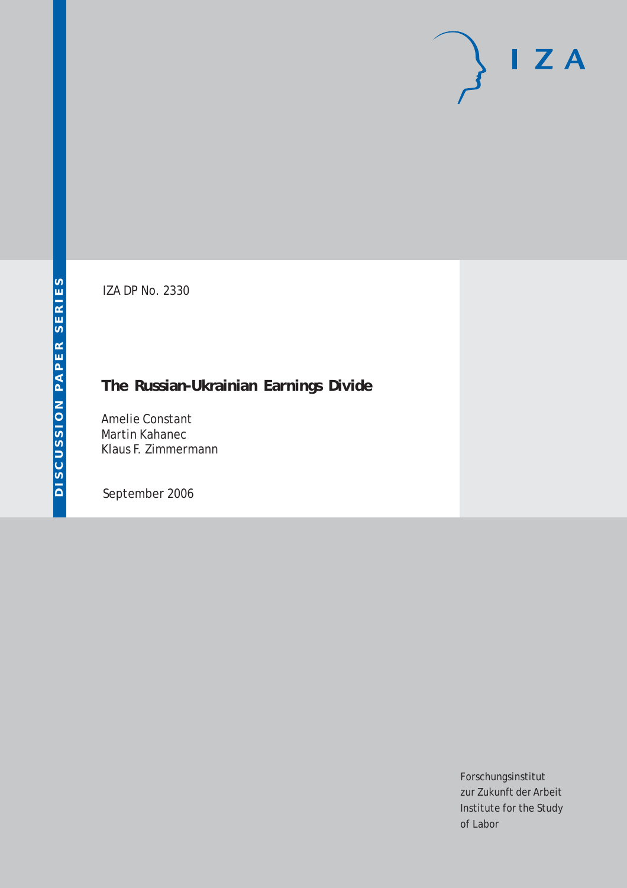IZA DP No. 2330

# The Russian-Ukrainian Earnings Divide

Amelie Constant
Martin Kahanec
Klaus F. Zimmermann

September 2006

DISCUSSION PAPER SERIES

Forschungsinstitut
zur Zukunft der Arbeit
Institute for the Study
of Labor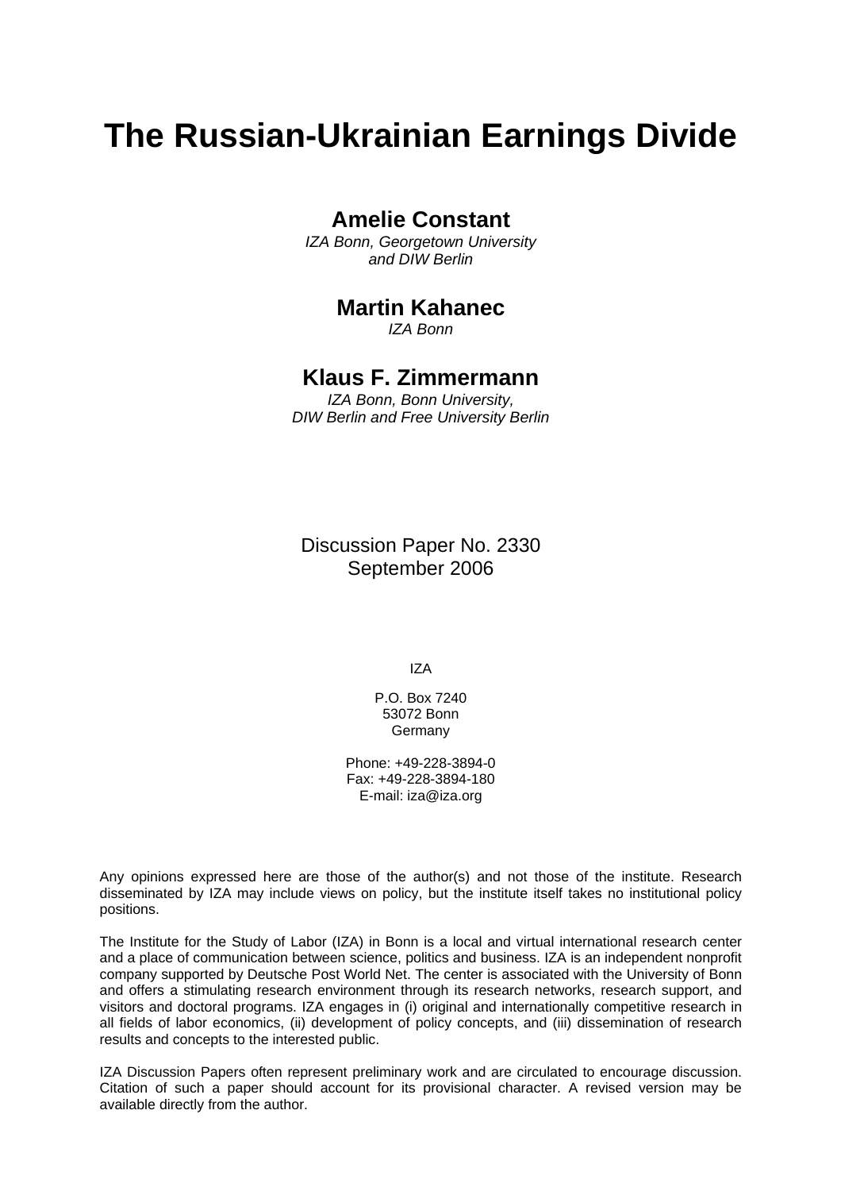# The Russian-Ukrainian Earnings Divide

**Amelie Constant**

*IZA Bonn, Georgetown University and DIW Berlin*

**Martin Kahanec**

*IZA Bonn*

**Klaus F. Zimmermann**

*IZA Bonn, Bonn University, DIW Berlin and Free University Berlin*

Discussion Paper No. 2330
September 2006

IZA

P.O. Box 7240
53072 Bonn
Germany

Phone: +49-228-3894-0
Fax: +49-228-3894-180
E-mail: iza@iza.org

Any opinions expressed here are those of the author(s) and not those of the institute. Research disseminated by IZA may include views on policy, but the institute itself takes no institutional policy positions.

The Institute for the Study of Labor (IZA) in Bonn is a local and virtual international research center and a place of communication between science, politics and business. IZA is an independent nonprofit company supported by Deutsche Post World Net. The center is associated with the University of Bonn and offers a stimulating research environment through its research networks, research support, and visitors and doctoral programs. IZA engages in (i) original and internationally competitive research in all fields of labor economics, (ii) development of policy concepts, and (iii) dissemination of research results and concepts to the interested public.

IZA Discussion Papers often represent preliminary work and are circulated to encourage discussion. Citation of such a paper should account for its provisional character. A revised version may be available directly from the author.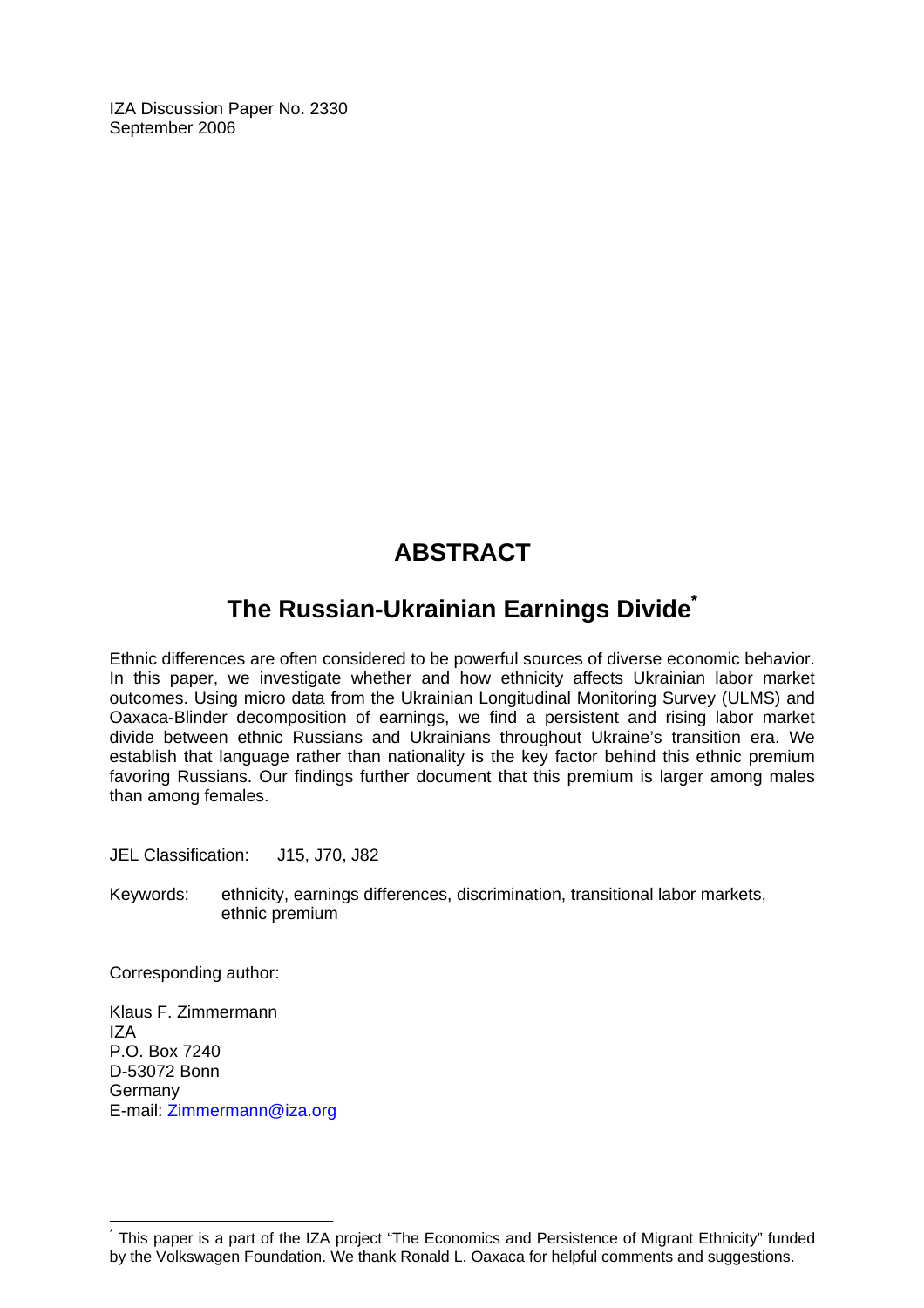IZA Discussion Paper No. 2330
September 2006

# ABSTRACT

## The Russian-Ukrainian Earnings Divide*

Ethnic differences are often considered to be powerful sources of diverse economic behavior. In this paper, we investigate whether and how ethnicity affects Ukrainian labor market outcomes. Using micro data from the Ukrainian Longitudinal Monitoring Survey (ULMS) and Oaxaca-Blinder decomposition of earnings, we find a persistent and rising labor market divide between ethnic Russians and Ukrainians throughout Ukraine's transition era. We establish that language rather than nationality is the key factor behind this ethnic premium favoring Russians. Our findings further document that this premium is larger among males than among females.

JEL Classification: J15, J70, J82

Keywords: ethnicity, earnings differences, discrimination, transitional labor markets, ethnic premium

Corresponding author:

Klaus F. Zimmermann
IZA
P.O. Box 7240
D-53072 Bonn
Germany
E-mail: Zimmermann@iza.org

---

* This paper is a part of the IZA project "The Economics and Persistence of Migrant Ethnicity" funded by the Volkswagen Foundation. We thank Ronald L. Oaxaca for helpful comments and suggestions.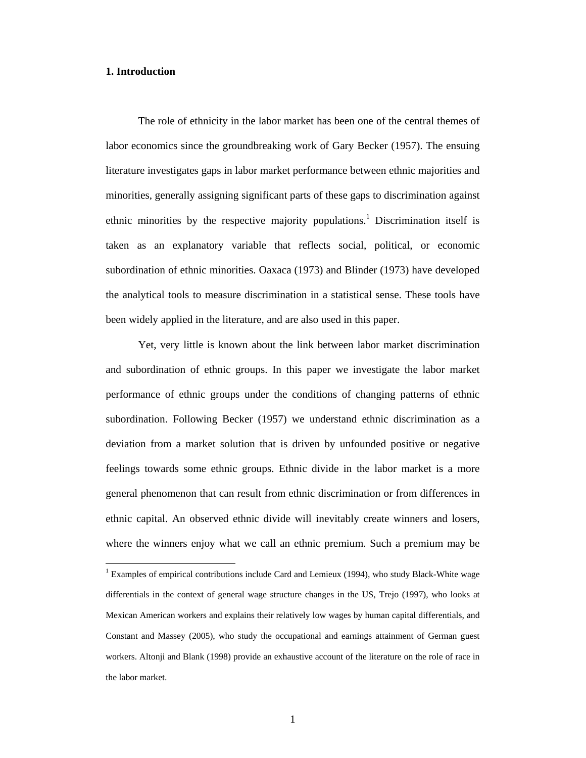## 1. Introduction

The role of ethnicity in the labor market has been one of the central themes of labor economics since the groundbreaking work of Gary Becker (1957). The ensuing literature investigates gaps in labor market performance between ethnic majorities and minorities, generally assigning significant parts of these gaps to discrimination against ethnic minorities by the respective majority populations.[1] Discrimination itself is taken as an explanatory variable that reflects social, political, or economic subordination of ethnic minorities. Oaxaca (1973) and Blinder (1973) have developed the analytical tools to measure discrimination in a statistical sense. These tools have been widely applied in the literature, and are also used in this paper.

Yet, very little is known about the link between labor market discrimination and subordination of ethnic groups. In this paper we investigate the labor market performance of ethnic groups under the conditions of changing patterns of ethnic subordination. Following Becker (1957) we understand ethnic discrimination as a deviation from a market solution that is driven by unfounded positive or negative feelings towards some ethnic groups. Ethnic divide in the labor market is a more general phenomenon that can result from ethnic discrimination or from differences in ethnic capital. An observed ethnic divide will inevitably create winners and losers, where the winners enjoy what we call an ethnic premium. Such a premium may be

[1] Examples of empirical contributions include Card and Lemieux (1994), who study Black-White wage differentials in the context of general wage structure changes in the US, Trejo (1997), who looks at Mexican American workers and explains their relatively low wages by human capital differentials, and Constant and Massey (2005), who study the occupational and earnings attainment of German guest workers. Altonji and Blank (1998) provide an exhaustive account of the literature on the role of race in the labor market.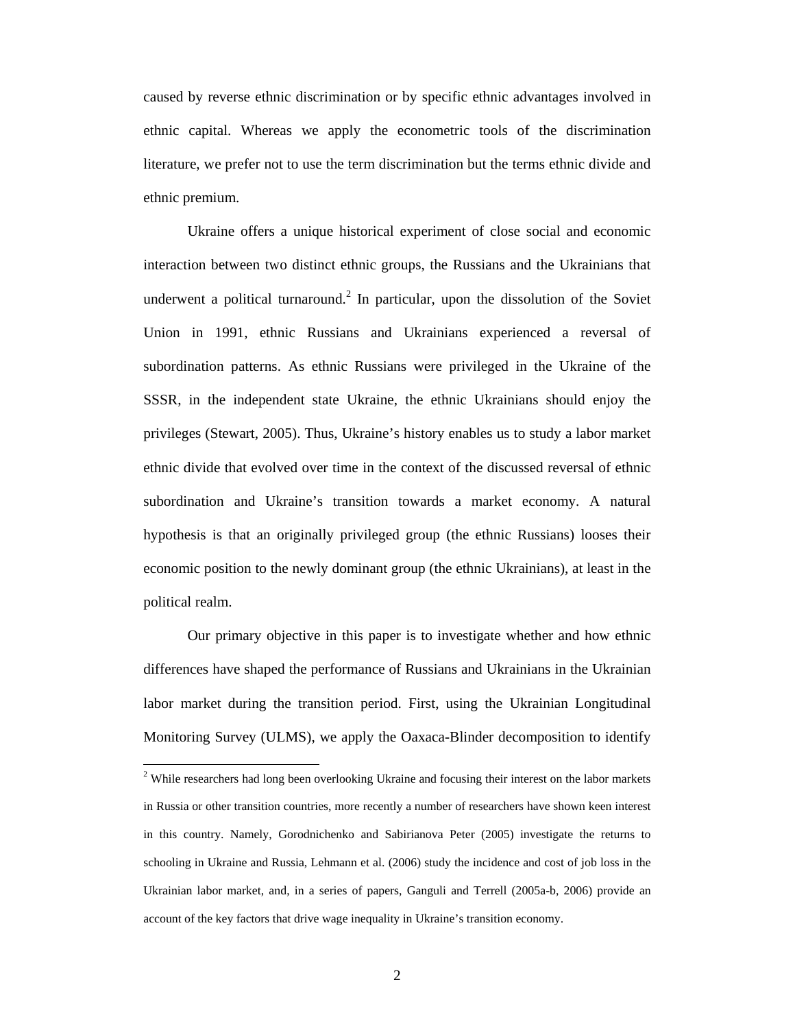caused by reverse ethnic discrimination or by specific ethnic advantages involved in ethnic capital. Whereas we apply the econometric tools of the discrimination literature, we prefer not to use the term discrimination but the terms ethnic divide and ethnic premium.

Ukraine offers a unique historical experiment of close social and economic interaction between two distinct ethnic groups, the Russians and the Ukrainians that underwent a political turnaround.[2] In particular, upon the dissolution of the Soviet Union in 1991, ethnic Russians and Ukrainians experienced a reversal of subordination patterns. As ethnic Russians were privileged in the Ukraine of the SSSR, in the independent state Ukraine, the ethnic Ukrainians should enjoy the privileges (Stewart, 2005). Thus, Ukraine's history enables us to study a labor market ethnic divide that evolved over time in the context of the discussed reversal of ethnic subordination and Ukraine's transition towards a market economy. A natural hypothesis is that an originally privileged group (the ethnic Russians) looses their economic position to the newly dominant group (the ethnic Ukrainians), at least in the political realm.

Our primary objective in this paper is to investigate whether and how ethnic differences have shaped the performance of Russians and Ukrainians in the Ukrainian labor market during the transition period. First, using the Ukrainian Longitudinal Monitoring Survey (ULMS), we apply the Oaxaca-Blinder decomposition to identify

[2] While researchers had long been overlooking Ukraine and focusing their interest on the labor markets in Russia or other transition countries, more recently a number of researchers have shown keen interest in this country. Namely, Gorodnichenko and Sabirianova Peter (2005) investigate the returns to schooling in Ukraine and Russia, Lehmann et al. (2006) study the incidence and cost of job loss in the Ukrainian labor market, and, in a series of papers, Ganguli and Terrell (2005a-b, 2006) provide an account of the key factors that drive wage inequality in Ukraine's transition economy.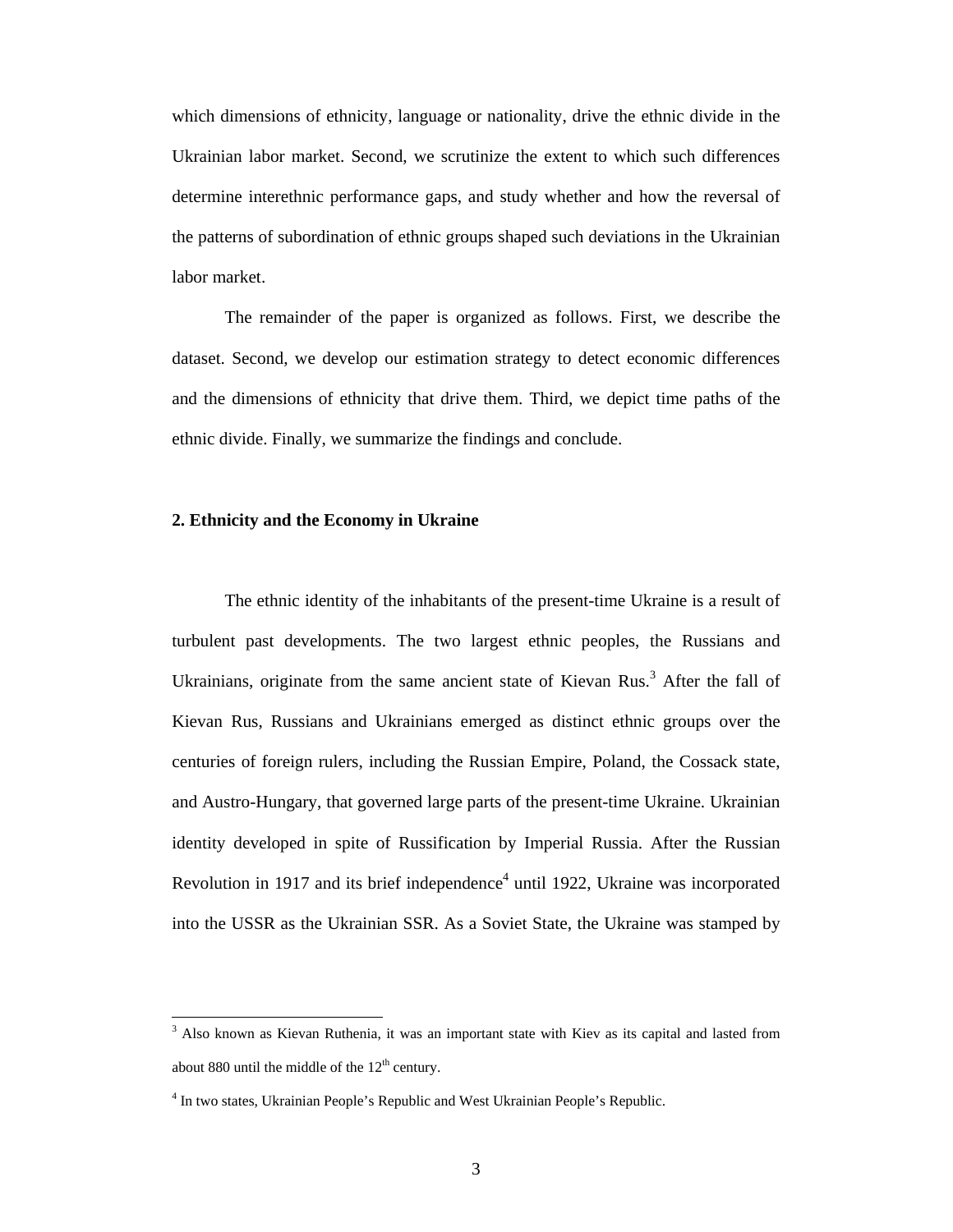which dimensions of ethnicity, language or nationality, drive the ethnic divide in the Ukrainian labor market. Second, we scrutinize the extent to which such differences determine interethnic performance gaps, and study whether and how the reversal of the patterns of subordination of ethnic groups shaped such deviations in the Ukrainian labor market.

The remainder of the paper is organized as follows. First, we describe the dataset. Second, we develop our estimation strategy to detect economic differences and the dimensions of ethnicity that drive them. Third, we depict time paths of the ethnic divide. Finally, we summarize the findings and conclude.

## 2. Ethnicity and the Economy in Ukraine

The ethnic identity of the inhabitants of the present-time Ukraine is a result of turbulent past developments. The two largest ethnic peoples, the Russians and Ukrainians, originate from the same ancient state of Kievan Rus.[3] After the fall of Kievan Rus, Russians and Ukrainians emerged as distinct ethnic groups over the centuries of foreign rulers, including the Russian Empire, Poland, the Cossack state, and Austro-Hungary, that governed large parts of the present-time Ukraine. Ukrainian identity developed in spite of Russification by Imperial Russia. After the Russian Revolution in 1917 and its brief independence[4] until 1922, Ukraine was incorporated into the USSR as the Ukrainian SSR. As a Soviet State, the Ukraine was stamped by

---

[3] Also known as Kievan Ruthenia, it was an important state with Kiev as its capital and lasted from about 880 until the middle of the 12th century.

[4] In two states, Ukrainian People's Republic and West Ukrainian People's Republic.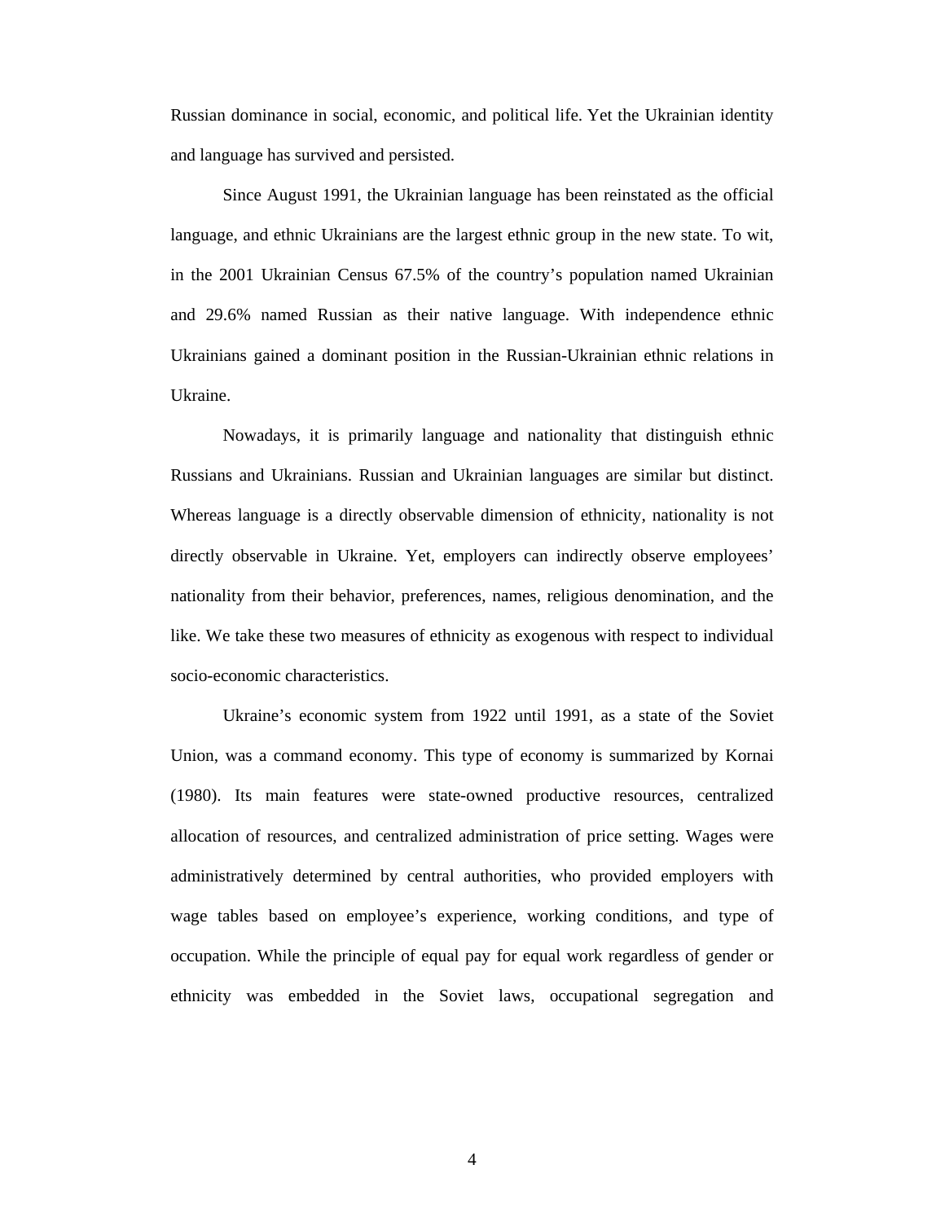Russian dominance in social, economic, and political life. Yet the Ukrainian identity and language has survived and persisted.

Since August 1991, the Ukrainian language has been reinstated as the official language, and ethnic Ukrainians are the largest ethnic group in the new state. To wit, in the 2001 Ukrainian Census 67.5% of the country's population named Ukrainian and 29.6% named Russian as their native language. With independence ethnic Ukrainians gained a dominant position in the Russian-Ukrainian ethnic relations in Ukraine.

Nowadays, it is primarily language and nationality that distinguish ethnic Russians and Ukrainians. Russian and Ukrainian languages are similar but distinct. Whereas language is a directly observable dimension of ethnicity, nationality is not directly observable in Ukraine. Yet, employers can indirectly observe employees' nationality from their behavior, preferences, names, religious denomination, and the like. We take these two measures of ethnicity as exogenous with respect to individual socio-economic characteristics.

Ukraine's economic system from 1922 until 1991, as a state of the Soviet Union, was a command economy. This type of economy is summarized by Kornai (1980). Its main features were state-owned productive resources, centralized allocation of resources, and centralized administration of price setting. Wages were administratively determined by central authorities, who provided employers with wage tables based on employee's experience, working conditions, and type of occupation. While the principle of equal pay for equal work regardless of gender or ethnicity was embedded in the Soviet laws, occupational segregation and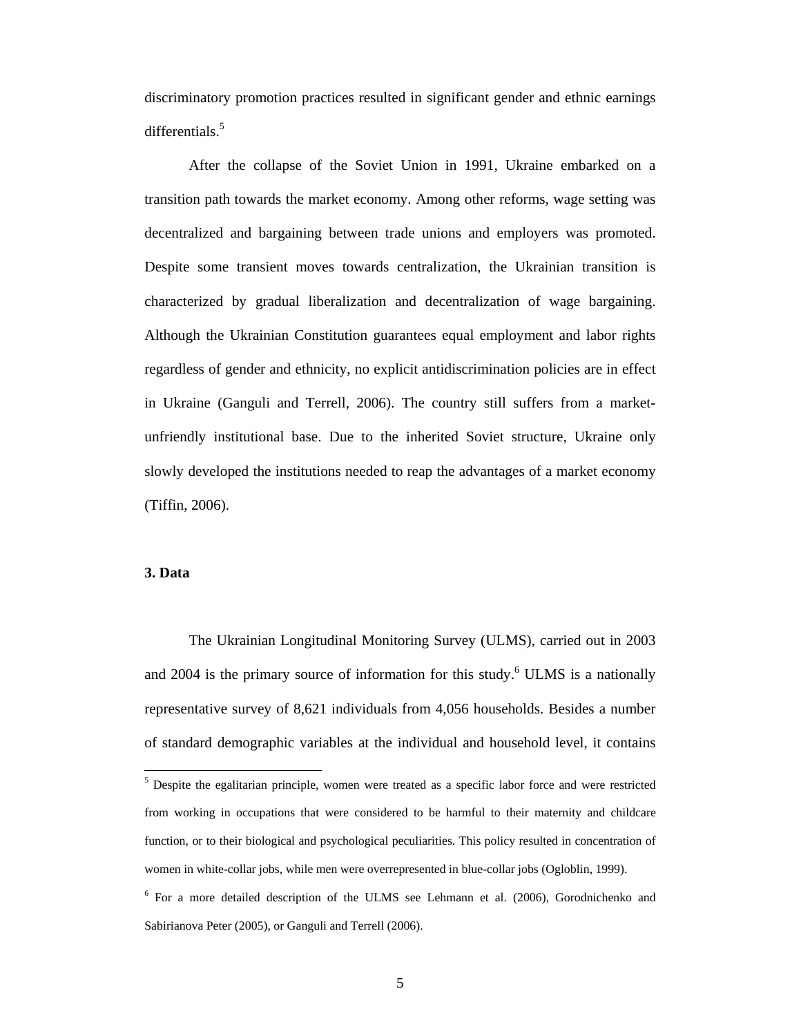discriminatory promotion practices resulted in significant gender and ethnic earnings differentials.[5]

After the collapse of the Soviet Union in 1991, Ukraine embarked on a transition path towards the market economy. Among other reforms, wage setting was decentralized and bargaining between trade unions and employers was promoted. Despite some transient moves towards centralization, the Ukrainian transition is characterized by gradual liberalization and decentralization of wage bargaining. Although the Ukrainian Constitution guarantees equal employment and labor rights regardless of gender and ethnicity, no explicit antidiscrimination policies are in effect in Ukraine (Ganguli and Terrell, 2006). The country still suffers from a market-unfriendly institutional base. Due to the inherited Soviet structure, Ukraine only slowly developed the institutions needed to reap the advantages of a market economy (Tiffin, 2006).

## 3. Data

The Ukrainian Longitudinal Monitoring Survey (ULMS), carried out in 2003 and 2004 is the primary source of information for this study.[6] ULMS is a nationally representative survey of 8,621 individuals from 4,056 households. Besides a number of standard demographic variables at the individual and household level, it contains

---

[5] Despite the egalitarian principle, women were treated as a specific labor force and were restricted from working in occupations that were considered to be harmful to their maternity and childcare function, or to their biological and psychological peculiarities. This policy resulted in concentration of women in white-collar jobs, while men were overrepresented in blue-collar jobs (Ogloblin, 1999).

[6] For a more detailed description of the ULMS see Lehmann et al. (2006), Gorodnichenko and Sabirianova Peter (2005), or Ganguli and Terrell (2006).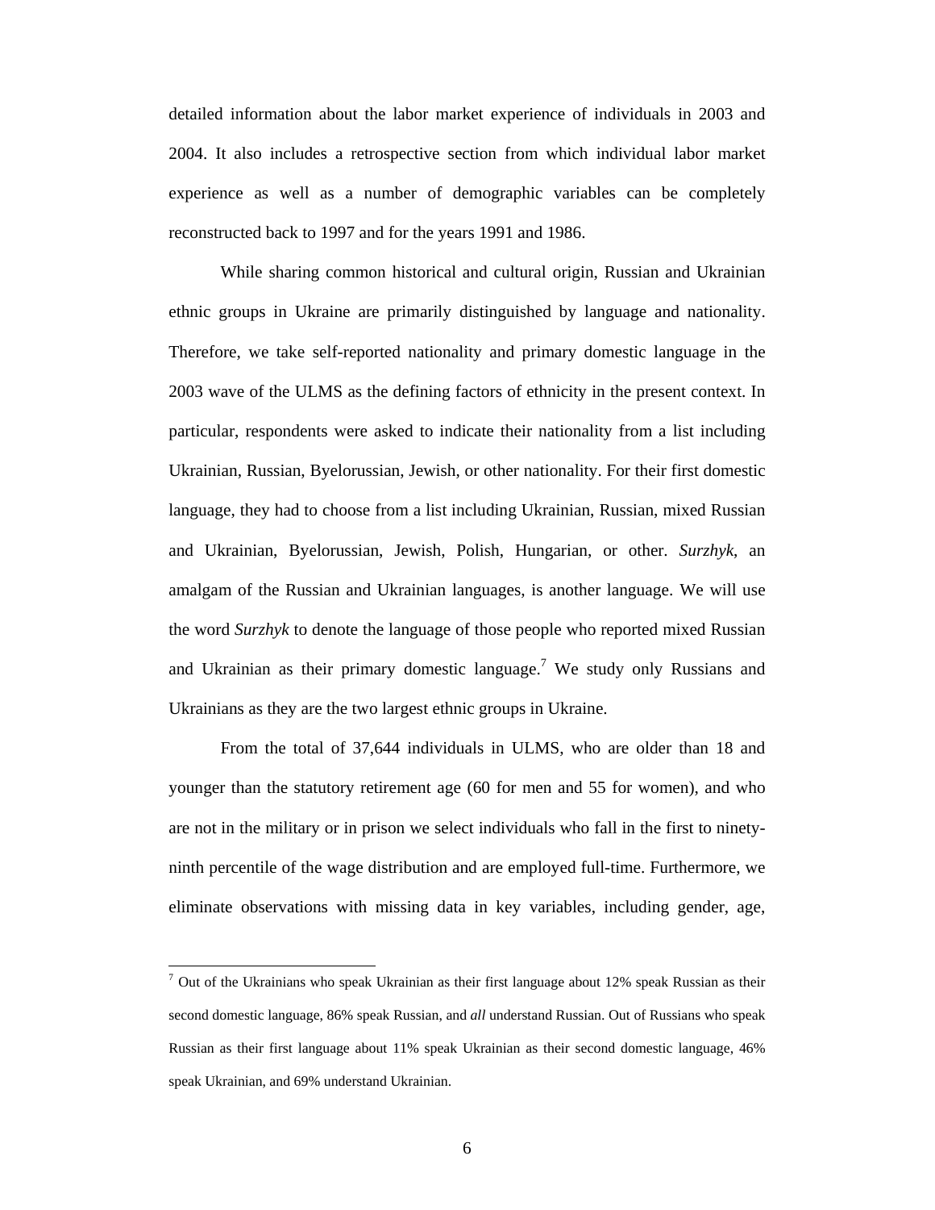detailed information about the labor market experience of individuals in 2003 and 2004. It also includes a retrospective section from which individual labor market experience as well as a number of demographic variables can be completely reconstructed back to 1997 and for the years 1991 and 1986.

While sharing common historical and cultural origin, Russian and Ukrainian ethnic groups in Ukraine are primarily distinguished by language and nationality. Therefore, we take self-reported nationality and primary domestic language in the 2003 wave of the ULMS as the defining factors of ethnicity in the present context. In particular, respondents were asked to indicate their nationality from a list including Ukrainian, Russian, Byelorussian, Jewish, or other nationality. For their first domestic language, they had to choose from a list including Ukrainian, Russian, mixed Russian and Ukrainian, Byelorussian, Jewish, Polish, Hungarian, or other. *Surzhyk*, an amalgam of the Russian and Ukrainian languages, is another language. We will use the word *Surzhyk* to denote the language of those people who reported mixed Russian and Ukrainian as their primary domestic language.[7] We study only Russians and Ukrainians as they are the two largest ethnic groups in Ukraine.

From the total of 37,644 individuals in ULMS, who are older than 18 and younger than the statutory retirement age (60 for men and 55 for women), and who are not in the military or in prison we select individuals who fall in the first to ninety-ninth percentile of the wage distribution and are employed full-time. Furthermore, we eliminate observations with missing data in key variables, including gender, age,

[7] Out of the Ukrainians who speak Ukrainian as their first language about 12% speak Russian as their second domestic language, 86% speak Russian, and *all* understand Russian. Out of Russians who speak Russian as their first language about 11% speak Ukrainian as their second domestic language, 46% speak Ukrainian, and 69% understand Ukrainian.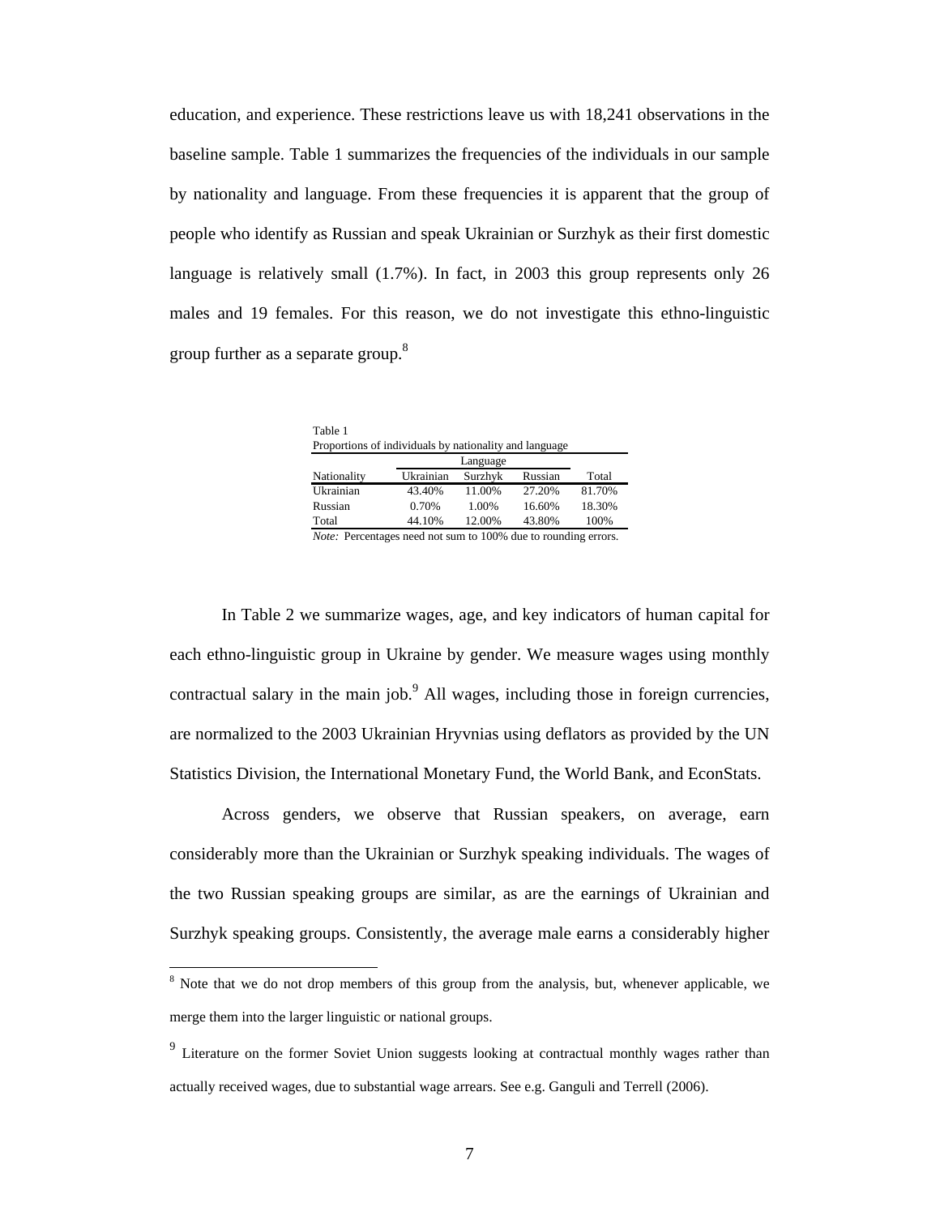education, and experience. These restrictions leave us with 18,241 observations in the baseline sample. Table 1 summarizes the frequencies of the individuals in our sample by nationality and language. From these frequencies it is apparent that the group of people who identify as Russian and speak Ukrainian or Surzhyk as their first domestic language is relatively small (1.7%). In fact, in 2003 this group represents only 26 males and 19 females. For this reason, we do not investigate this ethno-linguistic group further as a separate group.[8]

Table 1
Proportions of individuals by nationality and language

| | Language | | | |
|---|---|---|---|---|
| Nationality | Ukrainian | Surzhyk | Russian | Total |
| Ukrainian | 43.40% | 11.00% | 27.20% | 81.70% |
| Russian | 0.70% | 1.00% | 16.60% | 18.30% |
| Total | 44.10% | 12.00% | 43.80% | 100% |

*Note:* Percentages need not sum to 100% due to rounding errors.

In Table 2 we summarize wages, age, and key indicators of human capital for each ethno-linguistic group in Ukraine by gender. We measure wages using monthly contractual salary in the main job.[9] All wages, including those in foreign currencies, are normalized to the 2003 Ukrainian Hryvnias using deflators as provided by the UN Statistics Division, the International Monetary Fund, the World Bank, and EconStats.

Across genders, we observe that Russian speakers, on average, earn considerably more than the Ukrainian or Surzhyk speaking individuals. The wages of the two Russian speaking groups are similar, as are the earnings of Ukrainian and Surzhyk speaking groups. Consistently, the average male earns a considerably higher

---

[8] Note that we do not drop members of this group from the analysis, but, whenever applicable, we merge them into the larger linguistic or national groups.

[9] Literature on the former Soviet Union suggests looking at contractual monthly wages rather than actually received wages, due to substantial wage arrears. See e.g. Ganguli and Terrell (2006).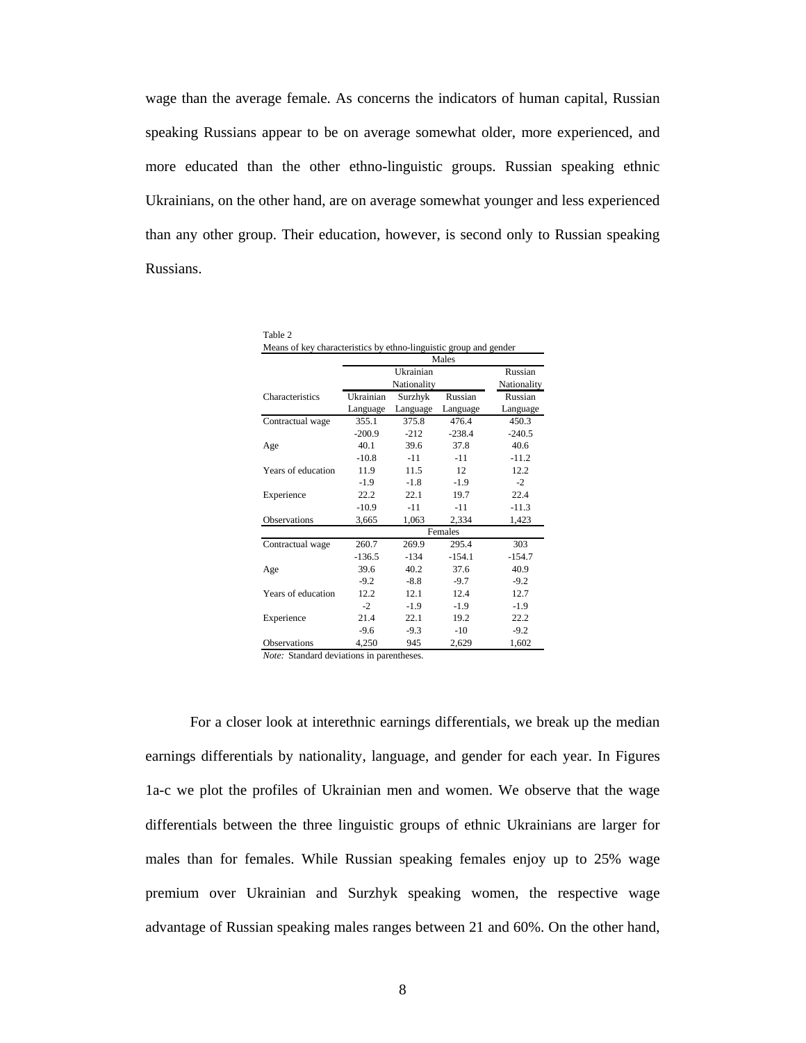wage than the average female. As concerns the indicators of human capital, Russian speaking Russians appear to be on average somewhat older, more experienced, and more educated than the other ethno-linguistic groups. Russian speaking ethnic Ukrainians, on the other hand, are on average somewhat younger and less experienced than any other group. Their education, however, is second only to Russian speaking Russians.

Table 2
Means of key characteristics by ethno-linguistic group and gender

| | Males | | | |
|---|---|---|---|---|
| | Ukrainian Nationality | | | Russian Nationality |
| Characteristics | Ukrainian Language | Surzhyk Language | Russian Language | Russian Language |
| Contractual wage | 355.1 | 375.8 | 476.4 | 450.3 |
| | -200.9 | -212 | -238.4 | -240.5 |
| Age | 40.1 | 39.6 | 37.8 | 40.6 |
| | -10.8 | -11 | -11 | -11.2 |
| Years of education | 11.9 | 11.5 | 12 | 12.2 |
| | -1.9 | -1.8 | -1.9 | -2 |
| Experience | 22.2 | 22.1 | 19.7 | 22.4 |
| | -10.9 | -11 | -11 | -11.3 |
| Observations | 3,665 | 1,063 | 2,334 | 1,423 |
| | Females | | | |
| Contractual wage | 260.7 | 269.9 | 295.4 | 303 |
| | -136.5 | -134 | -154.1 | -154.7 |
| Age | 39.6 | 40.2 | 37.6 | 40.9 |
| | -9.2 | -8.8 | -9.7 | -9.2 |
| Years of education | 12.2 | 12.1 | 12.4 | 12.7 |
| | -2 | -1.9 | -1.9 | -1.9 |
| Experience | 21.4 | 22.1 | 19.2 | 22.2 |
| | -9.6 | -9.3 | -10 | -9.2 |
| Observations | 4,250 | 945 | 2,629 | 1,602 |

*Note:* Standard deviations in parentheses.

For a closer look at interethnic earnings differentials, we break up the median earnings differentials by nationality, language, and gender for each year. In Figures 1a-c we plot the profiles of Ukrainian men and women. We observe that the wage differentials between the three linguistic groups of ethnic Ukrainians are larger for males than for females. While Russian speaking females enjoy up to 25% wage premium over Ukrainian and Surzhyk speaking women, the respective wage advantage of Russian speaking males ranges between 21 and 60%. On the other hand,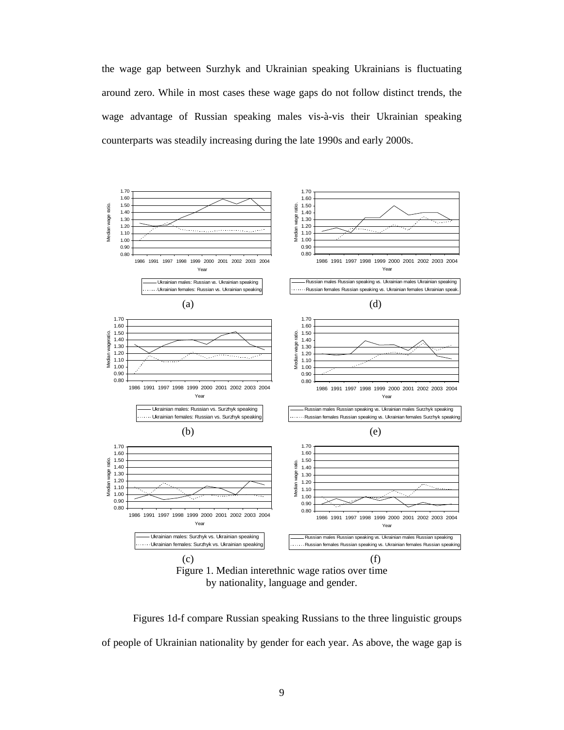the wage gap between Surzhyk and Ukrainian speaking Ukrainians is fluctuating around zero. While in most cases these wage gaps do not follow distinct trends, the wage advantage of Russian speaking males vis-à-vis their Ukrainian speaking counterparts was steadily increasing during the late 1990s and early 2000s.

Figure 1. Median interethnic wage ratios over time by nationality, language and gender.

Figures 1d-f compare Russian speaking Russians to the three linguistic groups of people of Ukrainian nationality by gender for each year. As above, the wage gap is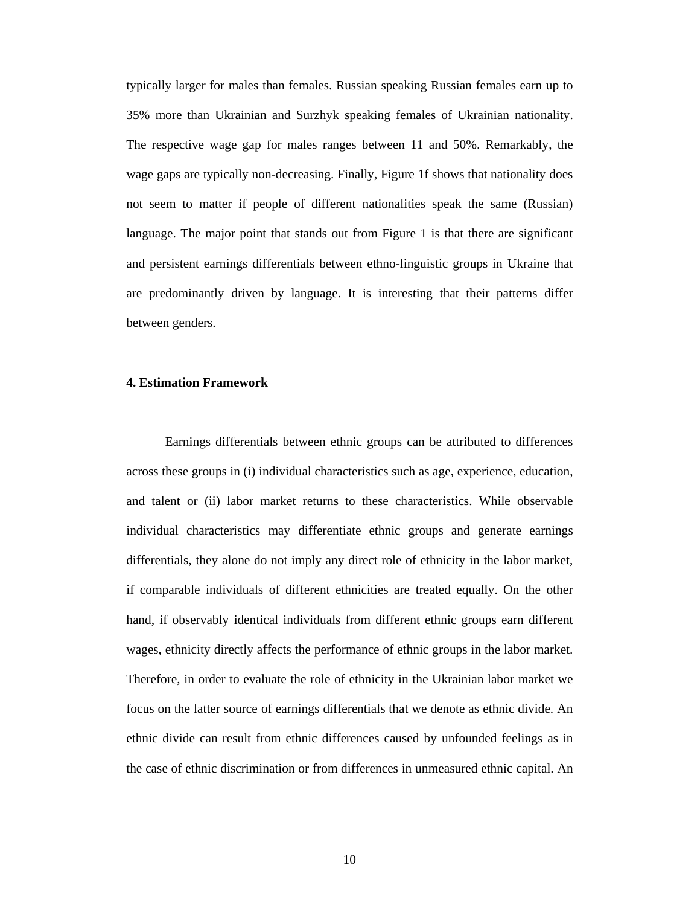typically larger for males than females. Russian speaking Russian females earn up to 35% more than Ukrainian and Surzhyk speaking females of Ukrainian nationality. The respective wage gap for males ranges between 11 and 50%. Remarkably, the wage gaps are typically non-decreasing. Finally, Figure 1f shows that nationality does not seem to matter if people of different nationalities speak the same (Russian) language. The major point that stands out from Figure 1 is that there are significant and persistent earnings differentials between ethno-linguistic groups in Ukraine that are predominantly driven by language. It is interesting that their patterns differ between genders.

### 4. Estimation Framework

Earnings differentials between ethnic groups can be attributed to differences across these groups in (i) individual characteristics such as age, experience, education, and talent or (ii) labor market returns to these characteristics. While observable individual characteristics may differentiate ethnic groups and generate earnings differentials, they alone do not imply any direct role of ethnicity in the labor market, if comparable individuals of different ethnicities are treated equally. On the other hand, if observably identical individuals from different ethnic groups earn different wages, ethnicity directly affects the performance of ethnic groups in the labor market. Therefore, in order to evaluate the role of ethnicity in the Ukrainian labor market we focus on the latter source of earnings differentials that we denote as ethnic divide. An ethnic divide can result from ethnic differences caused by unfounded feelings as in the case of ethnic discrimination or from differences in unmeasured ethnic capital. An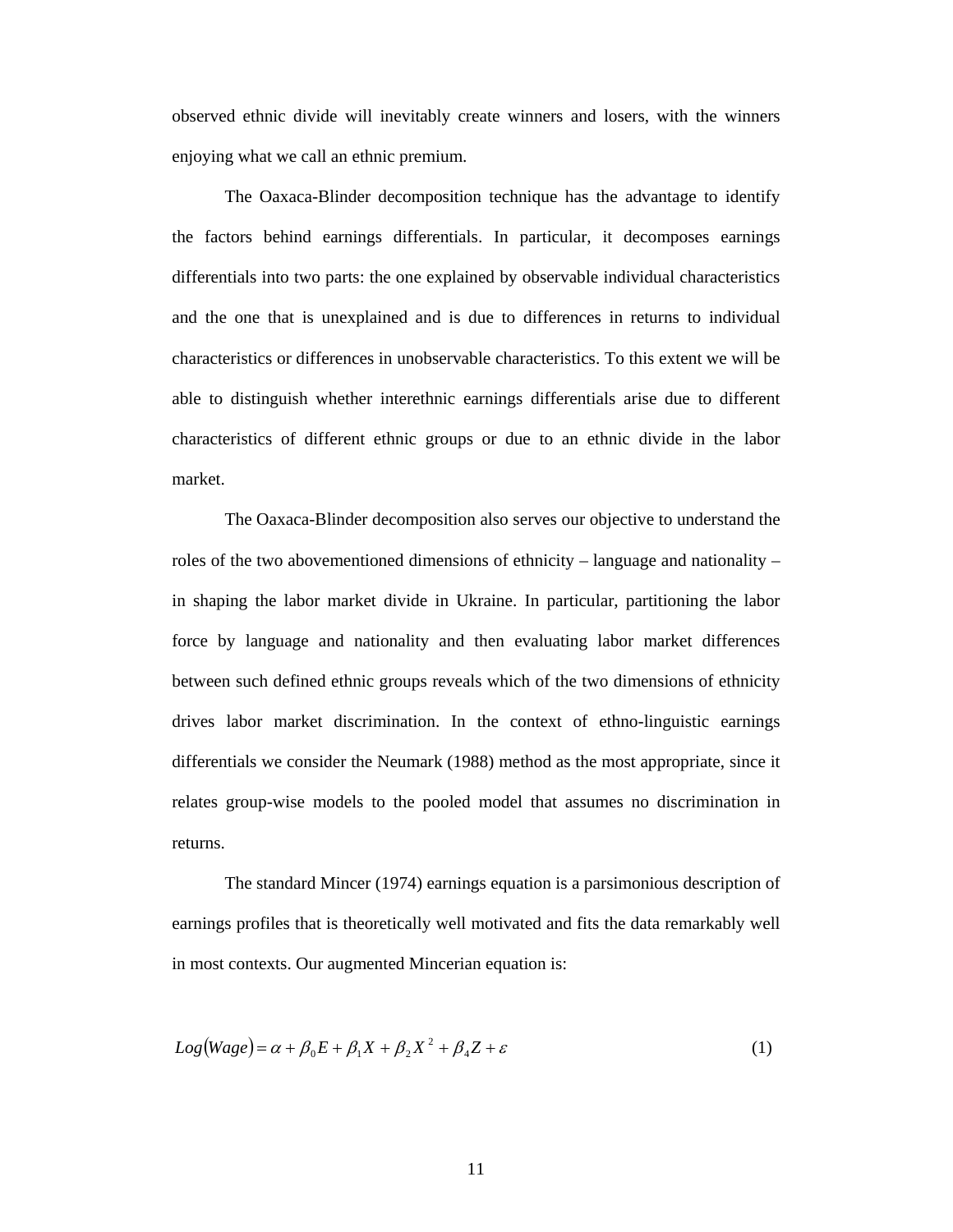observed ethnic divide will inevitably create winners and losers, with the winners enjoying what we call an ethnic premium.

The Oaxaca-Blinder decomposition technique has the advantage to identify the factors behind earnings differentials. In particular, it decomposes earnings differentials into two parts: the one explained by observable individual characteristics and the one that is unexplained and is due to differences in returns to individual characteristics or differences in unobservable characteristics. To this extent we will be able to distinguish whether interethnic earnings differentials arise due to different characteristics of different ethnic groups or due to an ethnic divide in the labor market.

The Oaxaca-Blinder decomposition also serves our objective to understand the roles of the two abovementioned dimensions of ethnicity – language and nationality – in shaping the labor market divide in Ukraine. In particular, partitioning the labor force by language and nationality and then evaluating labor market differences between such defined ethnic groups reveals which of the two dimensions of ethnicity drives labor market discrimination. In the context of ethno-linguistic earnings differentials we consider the Neumark (1988) method as the most appropriate, since it relates group-wise models to the pooled model that assumes no discrimination in returns.

The standard Mincer (1974) earnings equation is a parsimonious description of earnings profiles that is theoretically well motivated and fits the data remarkably well in most contexts. Our augmented Mincerian equation is:

$$Log(Wage) = \alpha + \beta_0 E + \beta_1 X + \beta_2 X^2 + \beta_4 Z + \varepsilon \qquad (1)$$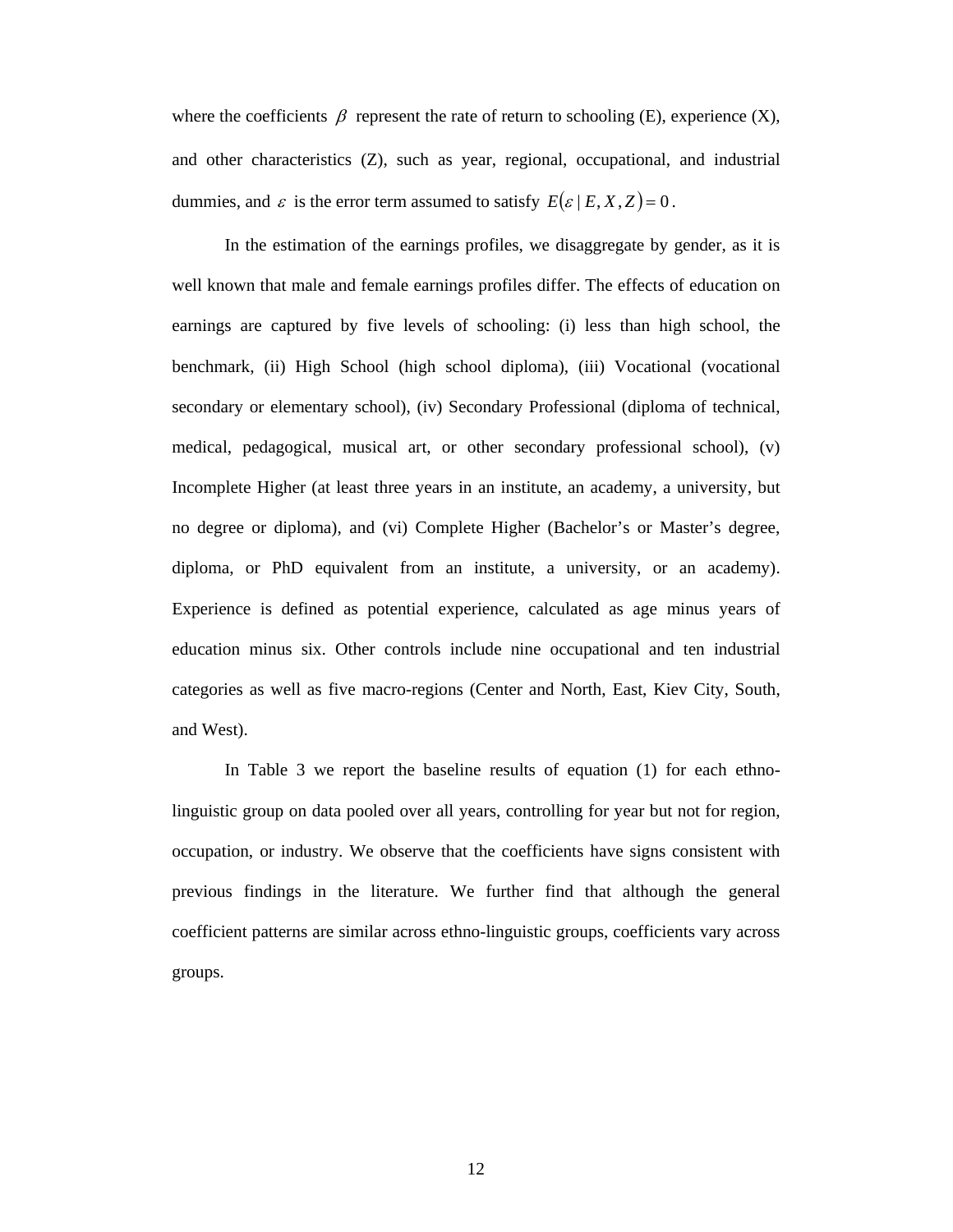where the coefficients $\beta$ represent the rate of return to schooling (E), experience (X), and other characteristics (Z), such as year, regional, occupational, and industrial dummies, and $\varepsilon$ is the error term assumed to satisfy $E(\varepsilon \mid E, X, Z) = 0$.

In the estimation of the earnings profiles, we disaggregate by gender, as it is well known that male and female earnings profiles differ. The effects of education on earnings are captured by five levels of schooling: (i) less than high school, the benchmark, (ii) High School (high school diploma), (iii) Vocational (vocational secondary or elementary school), (iv) Secondary Professional (diploma of technical, medical, pedagogical, musical art, or other secondary professional school), (v) Incomplete Higher (at least three years in an institute, an academy, a university, but no degree or diploma), and (vi) Complete Higher (Bachelor's or Master's degree, diploma, or PhD equivalent from an institute, a university, or an academy). Experience is defined as potential experience, calculated as age minus years of education minus six. Other controls include nine occupational and ten industrial categories as well as five macro-regions (Center and North, East, Kiev City, South, and West).

In Table 3 we report the baseline results of equation (1) for each ethno-linguistic group on data pooled over all years, controlling for year but not for region, occupation, or industry. We observe that the coefficients have signs consistent with previous findings in the literature. We further find that although the general coefficient patterns are similar across ethno-linguistic groups, coefficients vary across groups.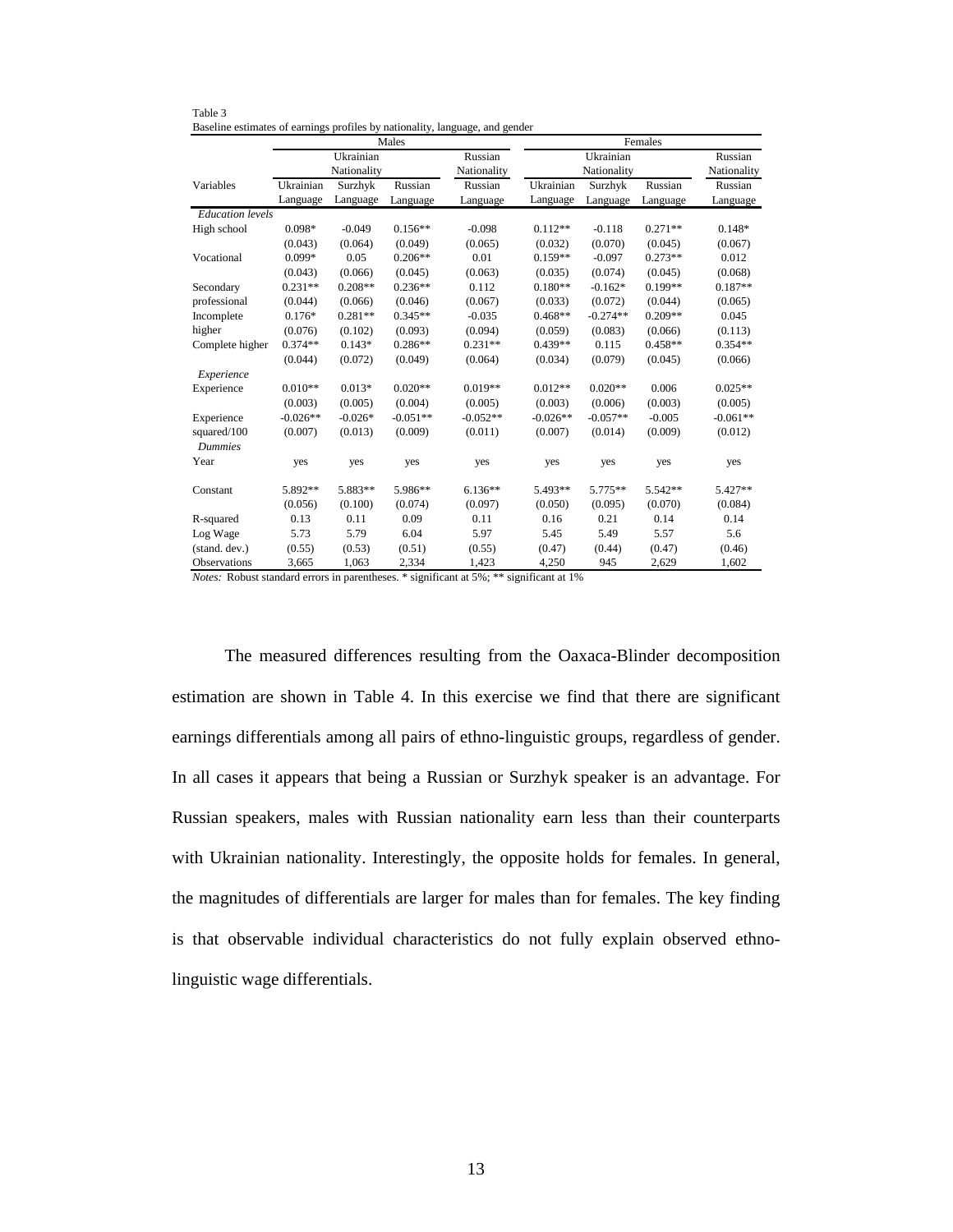Table 3
Baseline estimates of earnings profiles by nationality, language, and gender

| | Males | | | | Females | | | |
|---|---|---|---|---|---|---|---|---|
| | Ukrainian Nationality | | | Russian Nationality | Ukrainian Nationality | | | Russian Nationality |
| Variables | Ukrainian Language | Surzhyk Language | Russian Language | Russian Language | Ukrainian Language | Surzhyk Language | Russian Language | Russian Language |
| *Education levels* | | | | | | | | |
| High school | 0.098* | -0.049 | 0.156** | -0.098 | 0.112** | -0.118 | 0.271** | 0.148* |
| | (0.043) | (0.064) | (0.049) | (0.065) | (0.032) | (0.070) | (0.045) | (0.067) |
| Vocational | 0.099* | 0.05 | 0.206** | 0.01 | 0.159** | -0.097 | 0.273** | 0.012 |
| | (0.043) | (0.066) | (0.045) | (0.063) | (0.035) | (0.074) | (0.045) | (0.068) |
| Secondary professional | 0.231** | 0.208** | 0.236** | 0.112 | 0.180** | -0.162* | 0.199** | 0.187** |
| | (0.044) | (0.066) | (0.046) | (0.067) | (0.033) | (0.072) | (0.044) | (0.065) |
| Incomplete higher | 0.176* | 0.281** | 0.345** | -0.035 | 0.468** | -0.274** | 0.209** | 0.045 |
| | (0.076) | (0.102) | (0.093) | (0.094) | (0.059) | (0.083) | (0.066) | (0.113) |
| Complete higher | 0.374** | 0.143* | 0.286** | 0.231** | 0.439** | 0.115 | 0.458** | 0.354** |
| | (0.044) | (0.072) | (0.049) | (0.064) | (0.034) | (0.079) | (0.045) | (0.066) |
| *Experience* | | | | | | | | |
| Experience | 0.010** | 0.013* | 0.020** | 0.019** | 0.012** | 0.020** | 0.006 | 0.025** |
| | (0.003) | (0.005) | (0.004) | (0.005) | (0.003) | (0.006) | (0.003) | (0.005) |
| Experience squared/100 | -0.026** | -0.026* | -0.051** | -0.052** | -0.026** | -0.057** | -0.005 | -0.061** |
| | (0.007) | (0.013) | (0.009) | (0.011) | (0.007) | (0.014) | (0.009) | (0.012) |
| *Dummies* | | | | | | | | |
| Year | yes | yes | yes | yes | yes | yes | yes | yes |
| Constant | 5.892** | 5.883** | 5.986** | 6.136** | 5.493** | 5.775** | 5.542** | 5.427** |
| | (0.056) | (0.100) | (0.074) | (0.097) | (0.050) | (0.095) | (0.070) | (0.084) |
| R-squared | 0.13 | 0.11 | 0.09 | 0.11 | 0.16 | 0.21 | 0.14 | 0.14 |
| Log Wage | 5.73 | 5.79 | 6.04 | 5.97 | 5.45 | 5.49 | 5.57 | 5.6 |
| (stand. dev.) | (0.55) | (0.53) | (0.51) | (0.55) | (0.47) | (0.44) | (0.47) | (0.46) |
| Observations | 3,665 | 1,063 | 2,334 | 1,423 | 4,250 | 945 | 2,629 | 1,602 |

*Notes:* Robust standard errors in parentheses. * significant at 5%; ** significant at 1%

The measured differences resulting from the Oaxaca-Blinder decomposition estimation are shown in Table 4. In this exercise we find that there are significant earnings differentials among all pairs of ethno-linguistic groups, regardless of gender. In all cases it appears that being a Russian or Surzhyk speaker is an advantage. For Russian speakers, males with Russian nationality earn less than their counterparts with Ukrainian nationality. Interestingly, the opposite holds for females. In general, the magnitudes of differentials are larger for males than for females. The key finding is that observable individual characteristics do not fully explain observed ethno-linguistic wage differentials.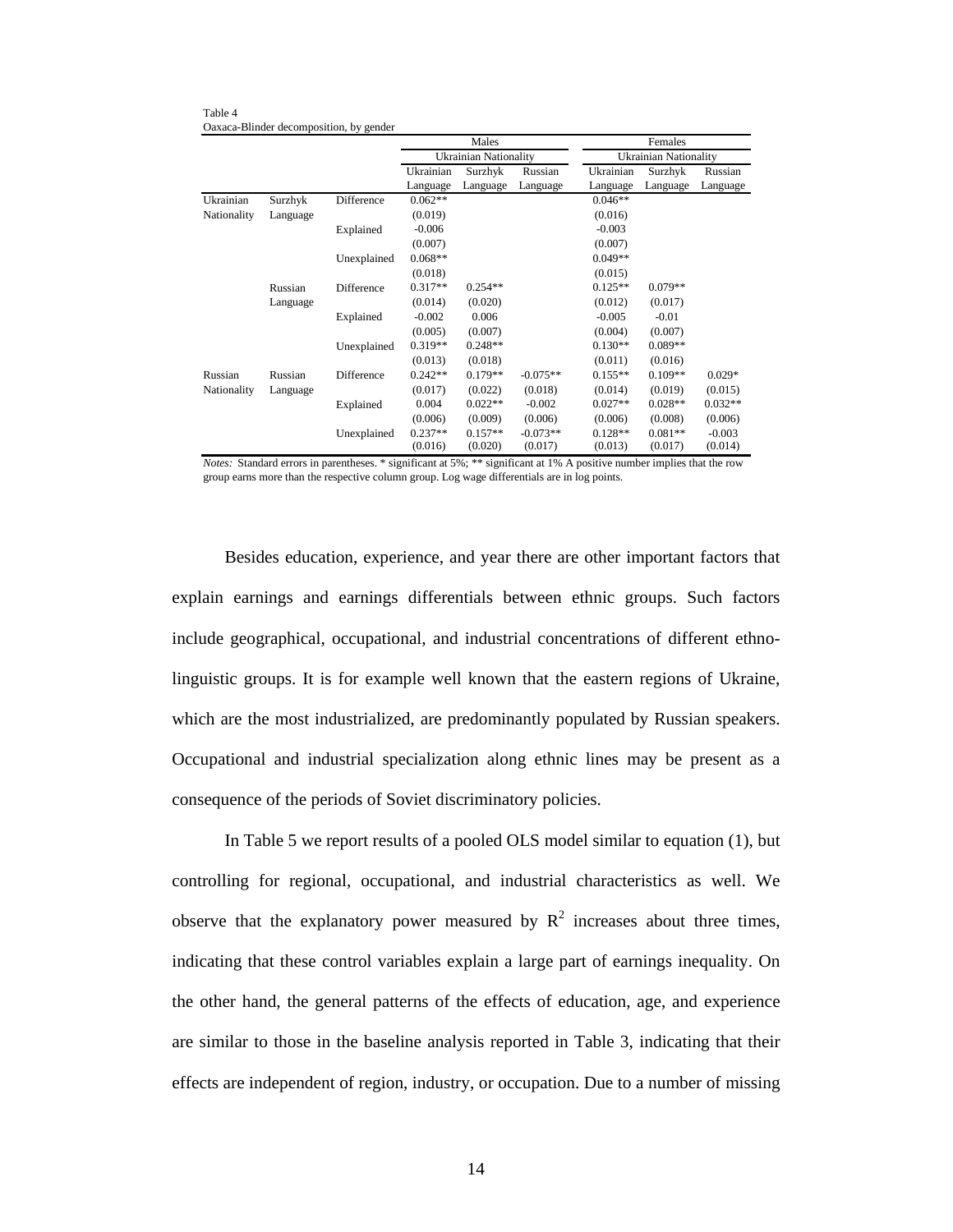Table 4
Oaxaca-Blinder decomposition, by gender

| | | | Males | | | Females | | |
|---|---|---|---|---|---|---|---|---|
| | | | Ukrainian Nationality | | | Ukrainian Nationality | | |
| | | | Ukrainian Language | Surzhyk Language | Russian Language | Ukrainian Language | Surzhyk Language | Russian Language |
| Ukrainian Nationality | Surzhyk Language | Difference | 0.062** | | | 0.046** | | |
| | | | (0.019) | | | (0.016) | | |
| | | Explained | -0.006 | | | -0.003 | | |
| | | | (0.007) | | | (0.007) | | |
| | | Unexplained | 0.068** | | | 0.049** | | |
| | | | (0.018) | | | (0.015) | | |
| | Russian Language | Difference | 0.317** | 0.254** | | 0.125** | 0.079** | |
| | | | (0.014) | (0.020) | | (0.012) | (0.017) | |
| | | Explained | -0.002 | 0.006 | | -0.005 | -0.01 | |
| | | | (0.005) | (0.007) | | (0.004) | (0.007) | |
| | | Unexplained | 0.319** | 0.248** | | 0.130** | 0.089** | |
| | | | (0.013) | (0.018) | | (0.011) | (0.016) | |
| Russian Nationality | Russian Language | Difference | 0.242** | 0.179** | -0.075** | 0.155** | 0.109** | 0.029* |
| | | | (0.017) | (0.022) | (0.018) | (0.014) | (0.019) | (0.015) |
| | | Explained | 0.004 | 0.022** | -0.002 | 0.027** | 0.028** | 0.032** |
| | | | (0.006) | (0.009) | (0.006) | (0.006) | (0.008) | (0.006) |
| | | Unexplained | 0.237** | 0.157** | -0.073** | 0.128** | 0.081** | -0.003 |
| | | | (0.016) | (0.020) | (0.017) | (0.013) | (0.017) | (0.014) |

*Notes:* Standard errors in parentheses. * significant at 5%; ** significant at 1% A positive number implies that the row group earns more than the respective column group. Log wage differentials are in log points.

Besides education, experience, and year there are other important factors that explain earnings and earnings differentials between ethnic groups. Such factors include geographical, occupational, and industrial concentrations of different ethno-linguistic groups. It is for example well known that the eastern regions of Ukraine, which are the most industrialized, are predominantly populated by Russian speakers. Occupational and industrial specialization along ethnic lines may be present as a consequence of the periods of Soviet discriminatory policies.

In Table 5 we report results of a pooled OLS model similar to equation (1), but controlling for regional, occupational, and industrial characteristics as well. We observe that the explanatory power measured by $R^2$ increases about three times, indicating that these control variables explain a large part of earnings inequality. On the other hand, the general patterns of the effects of education, age, and experience are similar to those in the baseline analysis reported in Table 3, indicating that their effects are independent of region, industry, or occupation. Due to a number of missing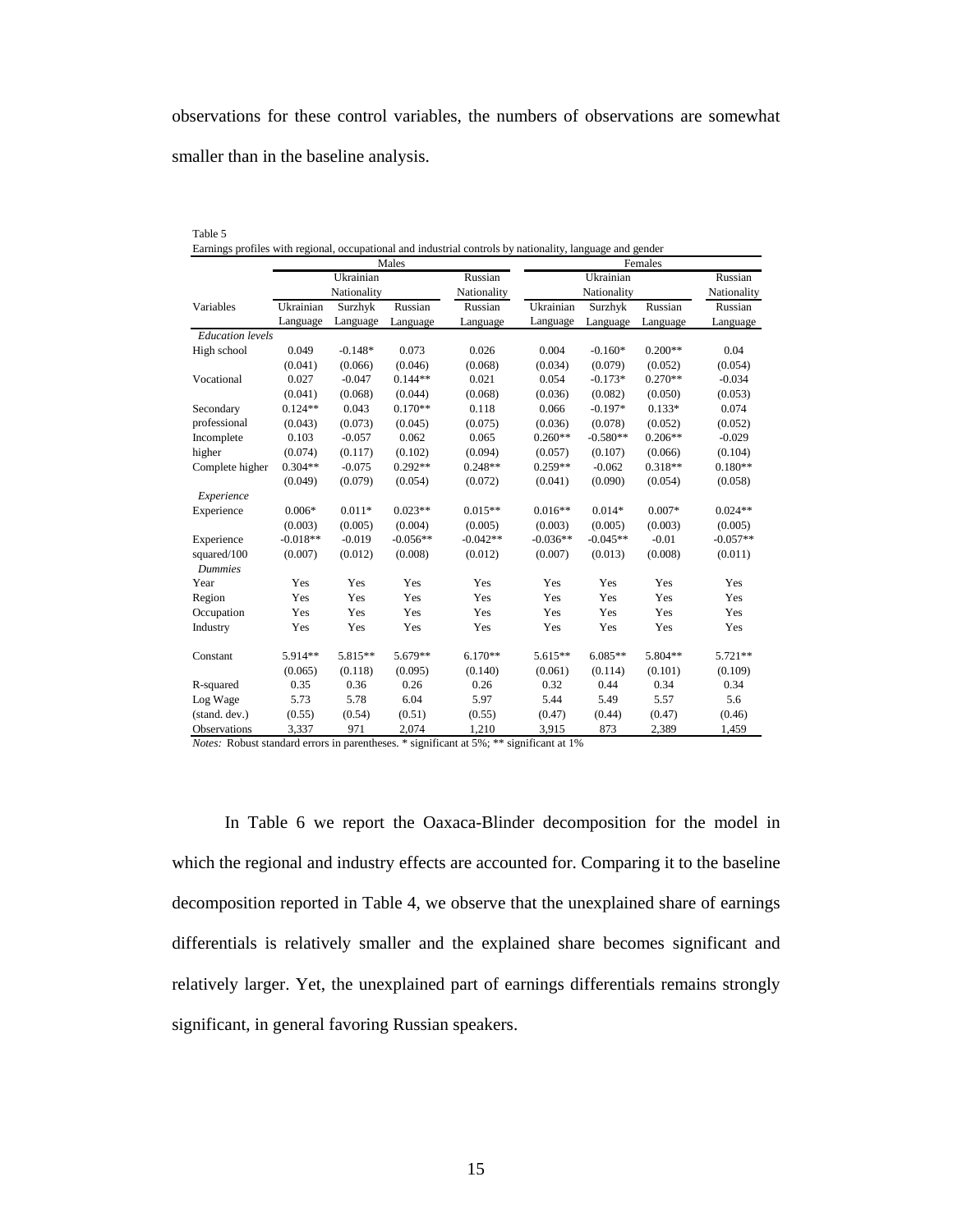observations for these control variables, the numbers of observations are somewhat smaller than in the baseline analysis.

Table 5

Earnings profiles with regional, occupational and industrial controls by nationality, language and gender

| | Males | | | | Females | | | |
|---|---|---|---|---|---|---|---|---|
| | Ukrainian Nationality | | | Russian Nationality | Ukrainian Nationality | | | Russian Nationality |
| Variables | Ukrainian Language | Surzhyk Language | Russian Language | Russian Language | Ukrainian Language | Surzhyk Language | Russian Language | Russian Language |
| *Education levels* | | | | | | | | |
| High school | 0.049 | -0.148* | 0.073 | 0.026 | 0.004 | -0.160* | 0.200** | 0.04 |
| | (0.041) | (0.066) | (0.046) | (0.068) | (0.034) | (0.079) | (0.052) | (0.054) |
| Vocational | 0.027 | -0.047 | 0.144** | 0.021 | 0.054 | -0.173* | 0.270** | -0.034 |
| | (0.041) | (0.068) | (0.044) | (0.068) | (0.036) | (0.082) | (0.050) | (0.053) |
| Secondary professional | 0.124** | 0.043 | 0.170** | 0.118 | 0.066 | -0.197* | 0.133* | 0.074 |
| | (0.043) | (0.073) | (0.045) | (0.075) | (0.036) | (0.078) | (0.052) | (0.052) |
| Incomplete higher | 0.103 | -0.057 | 0.062 | 0.065 | 0.260** | -0.580** | 0.206** | -0.029 |
| | (0.074) | (0.117) | (0.102) | (0.094) | (0.057) | (0.107) | (0.066) | (0.104) |
| Complete higher | 0.304** | -0.075 | 0.292** | 0.248** | 0.259** | -0.062 | 0.318** | 0.180** |
| | (0.049) | (0.079) | (0.054) | (0.072) | (0.041) | (0.090) | (0.054) | (0.058) |
| *Experience* | | | | | | | | |
| Experience | 0.006* | 0.011* | 0.023** | 0.015** | 0.016** | 0.014* | 0.007* | 0.024** |
| | (0.003) | (0.005) | (0.004) | (0.005) | (0.003) | (0.005) | (0.003) | (0.005) |
| Experience squared/100 | -0.018** | -0.019 | -0.056** | -0.042** | -0.036** | -0.045** | -0.01 | -0.057** |
| | (0.007) | (0.012) | (0.008) | (0.012) | (0.007) | (0.013) | (0.008) | (0.011) |
| *Dummies* | | | | | | | | |
| Year | Yes | Yes | Yes | Yes | Yes | Yes | Yes | Yes |
| Region | Yes | Yes | Yes | Yes | Yes | Yes | Yes | Yes |
| Occupation | Yes | Yes | Yes | Yes | Yes | Yes | Yes | Yes |
| Industry | Yes | Yes | Yes | Yes | Yes | Yes | Yes | Yes |
| Constant | 5.914** | 5.815** | 5.679** | 6.170** | 5.615** | 6.085** | 5.804** | 5.721** |
| | (0.065) | (0.118) | (0.095) | (0.140) | (0.061) | (0.114) | (0.101) | (0.109) |
| R-squared | 0.35 | 0.36 | 0.26 | 0.26 | 0.32 | 0.44 | 0.34 | 0.34 |
| Log Wage | 5.73 | 5.78 | 6.04 | 5.97 | 5.44 | 5.49 | 5.57 | 5.6 |
| (stand. dev.) | (0.55) | (0.54) | (0.51) | (0.55) | (0.47) | (0.44) | (0.47) | (0.46) |
| Observations | 3,337 | 971 | 2,074 | 1,210 | 3,915 | 873 | 2,389 | 1,459 |

*Notes:* Robust standard errors in parentheses. * significant at 5%; ** significant at 1%

In Table 6 we report the Oaxaca-Blinder decomposition for the model in which the regional and industry effects are accounted for. Comparing it to the baseline decomposition reported in Table 4, we observe that the unexplained share of earnings differentials is relatively smaller and the explained share becomes significant and relatively larger. Yet, the unexplained part of earnings differentials remains strongly significant, in general favoring Russian speakers.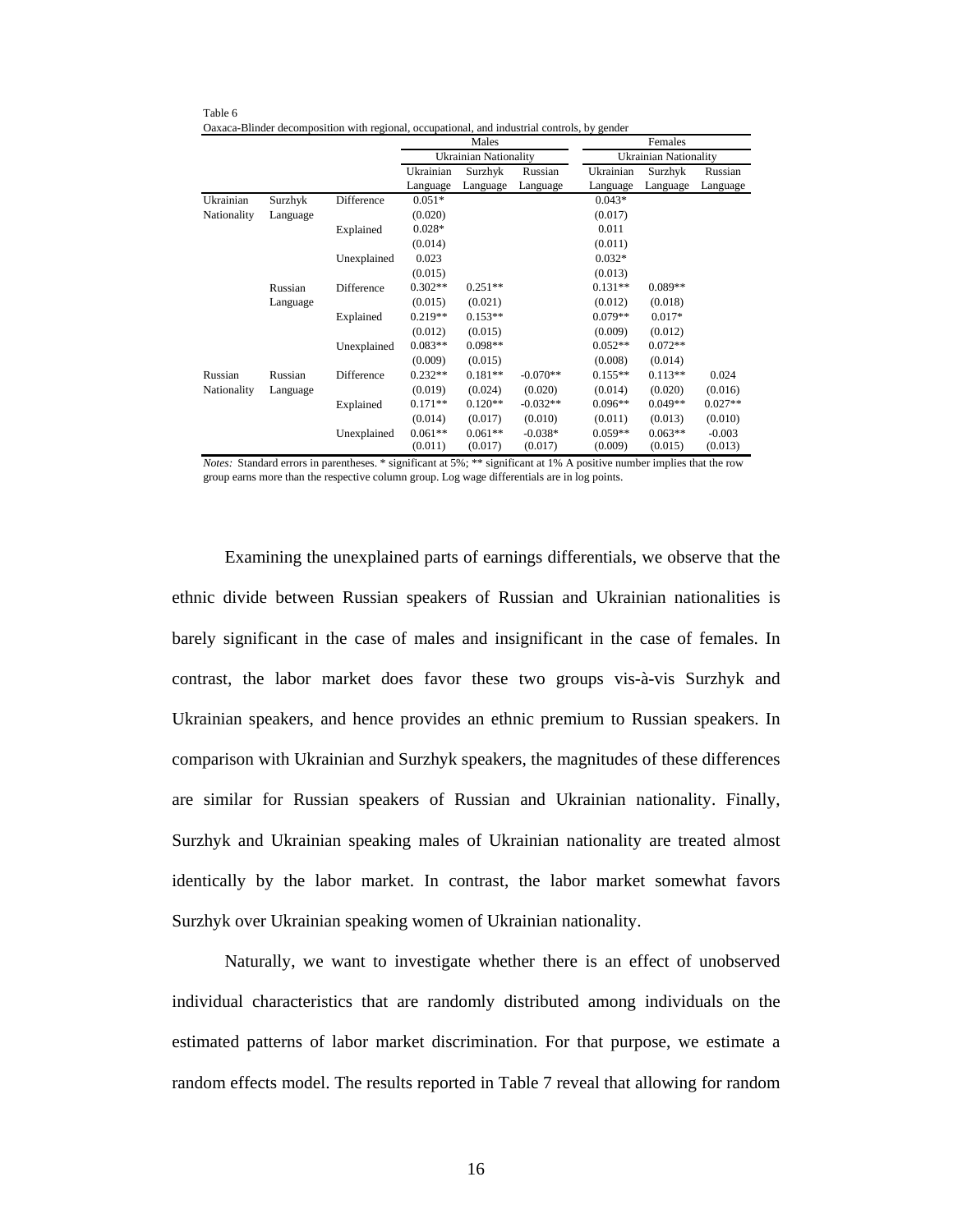Table 6

Oaxaca-Blinder decomposition with regional, occupational, and industrial controls, by gender

| | | | Males | | | Females | | |
|---|---|---|---|---|---|---|---|---|
| | | | Ukrainian Nationality | | | Ukrainian Nationality | | |
| | | | Ukrainian Language | Surzhyk Language | Russian Language | Ukrainian Language | Surzhyk Language | Russian Language |
| Ukrainian Nationality | Surzhyk Language | Difference | 0.051* | | | 0.043* | | |
| | | | (0.020) | | | (0.017) | | |
| | | Explained | 0.028* | | | 0.011 | | |
| | | | (0.014) | | | (0.011) | | |
| | | Unexplained | 0.023 | | | 0.032* | | |
| | | | (0.015) | | | (0.013) | | |
| | Russian Language | Difference | 0.302** | 0.251** | | 0.131** | 0.089** | |
| | | | (0.015) | (0.021) | | (0.012) | (0.018) | |
| | | Explained | 0.219** | 0.153** | | 0.079** | 0.017* | |
| | | | (0.012) | (0.015) | | (0.009) | (0.012) | |
| | | Unexplained | 0.083** | 0.098** | | 0.052** | 0.072** | |
| | | | (0.009) | (0.015) | | (0.008) | (0.014) | |
| Russian Nationality | Russian Language | Difference | 0.232** | 0.181** | -0.070** | 0.155** | 0.113** | 0.024 |
| | | | (0.019) | (0.024) | (0.020) | (0.014) | (0.020) | (0.016) |
| | | Explained | 0.171** | 0.120** | -0.032** | 0.096** | 0.049** | 0.027** |
| | | | (0.014) | (0.017) | (0.010) | (0.011) | (0.013) | (0.010) |
| | | Unexplained | 0.061** | 0.061** | -0.038* | 0.059** | 0.063** | -0.003 |
| | | | (0.011) | (0.017) | (0.017) | (0.009) | (0.015) | (0.013) |

*Notes:* Standard errors in parentheses. * significant at 5%; ** significant at 1% A positive number implies that the row group earns more than the respective column group. Log wage differentials are in log points.

Examining the unexplained parts of earnings differentials, we observe that the ethnic divide between Russian speakers of Russian and Ukrainian nationalities is barely significant in the case of males and insignificant in the case of females. In contrast, the labor market does favor these two groups vis-à-vis Surzhyk and Ukrainian speakers, and hence provides an ethnic premium to Russian speakers. In comparison with Ukrainian and Surzhyk speakers, the magnitudes of these differences are similar for Russian speakers of Russian and Ukrainian nationality. Finally, Surzhyk and Ukrainian speaking males of Ukrainian nationality are treated almost identically by the labor market. In contrast, the labor market somewhat favors Surzhyk over Ukrainian speaking women of Ukrainian nationality.

Naturally, we want to investigate whether there is an effect of unobserved individual characteristics that are randomly distributed among individuals on the estimated patterns of labor market discrimination. For that purpose, we estimate a random effects model. The results reported in Table 7 reveal that allowing for random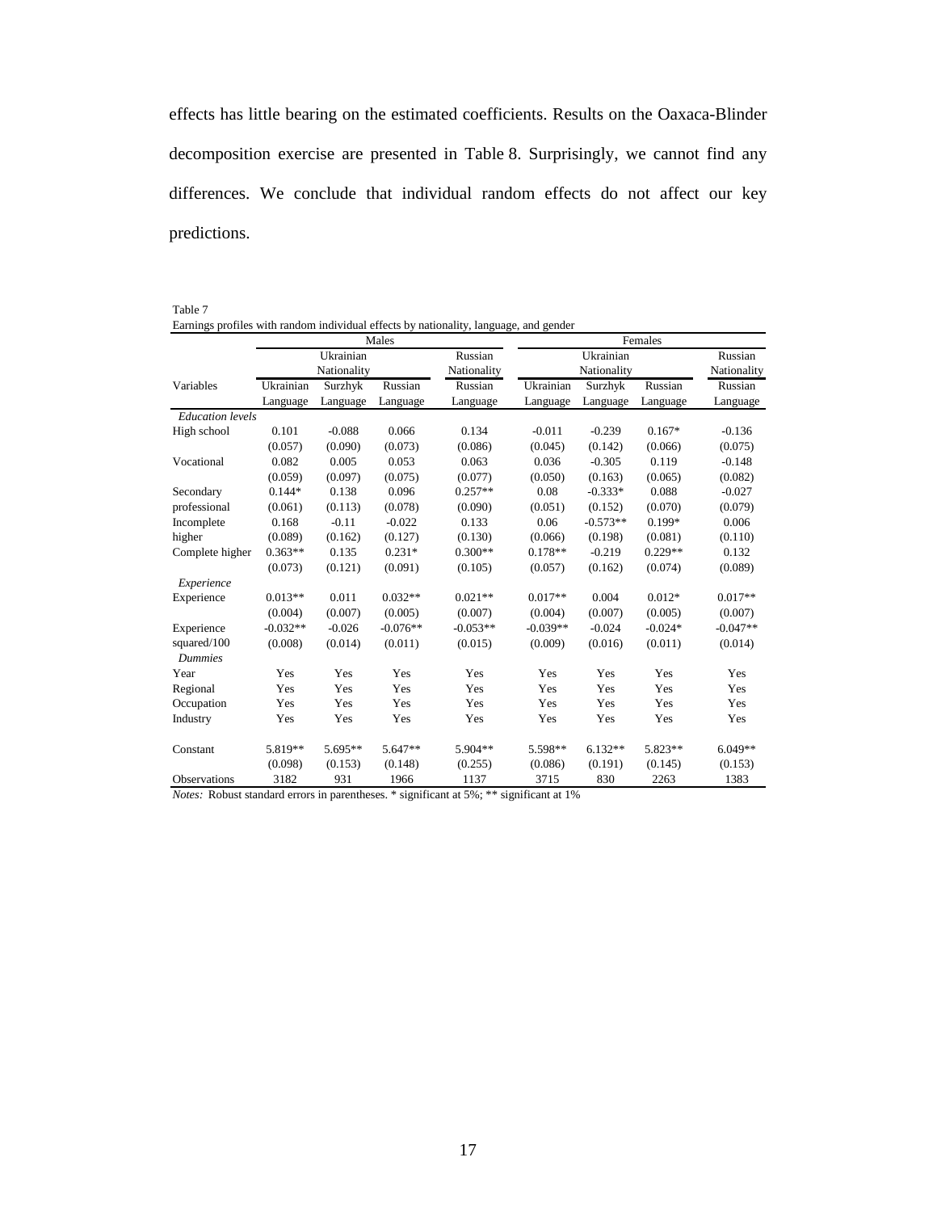effects has little bearing on the estimated coefficients. Results on the Oaxaca-Blinder decomposition exercise are presented in Table 8. Surprisingly, we cannot find any differences. We conclude that individual random effects do not affect our key predictions.

Table 7
Earnings profiles with random individual effects by nationality, language, and gender

| | Males | | | | Females | | | |
|---|---|---|---|---|---|---|---|---|
| | Ukrainian Nationality | | | Russian Nationality | Ukrainian Nationality | | | Russian Nationality |
| Variables | Ukrainian Language | Surzhyk Language | Russian Language | Russian Language | Ukrainian Language | Surzhyk Language | Russian Language | Russian Language |
| *Education levels* | | | | | | | | |
| High school | 0.101 | -0.088 | 0.066 | 0.134 | -0.011 | -0.239 | 0.167* | -0.136 |
| | (0.057) | (0.090) | (0.073) | (0.086) | (0.045) | (0.142) | (0.066) | (0.075) |
| Vocational | 0.082 | 0.005 | 0.053 | 0.063 | 0.036 | -0.305 | 0.119 | -0.148 |
| | (0.059) | (0.097) | (0.075) | (0.077) | (0.050) | (0.163) | (0.065) | (0.082) |
| Secondary professional | 0.144* | 0.138 | 0.096 | 0.257** | 0.08 | -0.333* | 0.088 | -0.027 |
| | (0.061) | (0.113) | (0.078) | (0.090) | (0.051) | (0.152) | (0.070) | (0.079) |
| Incomplete higher | 0.168 | -0.11 | -0.022 | 0.133 | 0.06 | -0.573** | 0.199* | 0.006 |
| | (0.089) | (0.162) | (0.127) | (0.130) | (0.066) | (0.198) | (0.081) | (0.110) |
| Complete higher | 0.363** | 0.135 | 0.231* | 0.300** | 0.178** | -0.219 | 0.229** | 0.132 |
| | (0.073) | (0.121) | (0.091) | (0.105) | (0.057) | (0.162) | (0.074) | (0.089) |
| *Experience* | | | | | | | | |
| Experience | 0.013** | 0.011 | 0.032** | 0.021** | 0.017** | 0.004 | 0.012* | 0.017** |
| | (0.004) | (0.007) | (0.005) | (0.007) | (0.004) | (0.007) | (0.005) | (0.007) |
| Experience squared/100 | -0.032** | -0.026 | -0.076** | -0.053** | -0.039** | -0.024 | -0.024* | -0.047** |
| | (0.008) | (0.014) | (0.011) | (0.015) | (0.009) | (0.016) | (0.011) | (0.014) |
| *Dummies* | | | | | | | | |
| Year | Yes | Yes | Yes | Yes | Yes | Yes | Yes | Yes |
| Regional | Yes | Yes | Yes | Yes | Yes | Yes | Yes | Yes |
| Occupation | Yes | Yes | Yes | Yes | Yes | Yes | Yes | Yes |
| Industry | Yes | Yes | Yes | Yes | Yes | Yes | Yes | Yes |
| Constant | 5.819** | 5.695** | 5.647** | 5.904** | 5.598** | 6.132** | 5.823** | 6.049** |
| | (0.098) | (0.153) | (0.148) | (0.255) | (0.086) | (0.191) | (0.145) | (0.153) |
| Observations | 3182 | 931 | 1966 | 1137 | 3715 | 830 | 2263 | 1383 |

*Notes:* Robust standard errors in parentheses. * significant at 5%; ** significant at 1%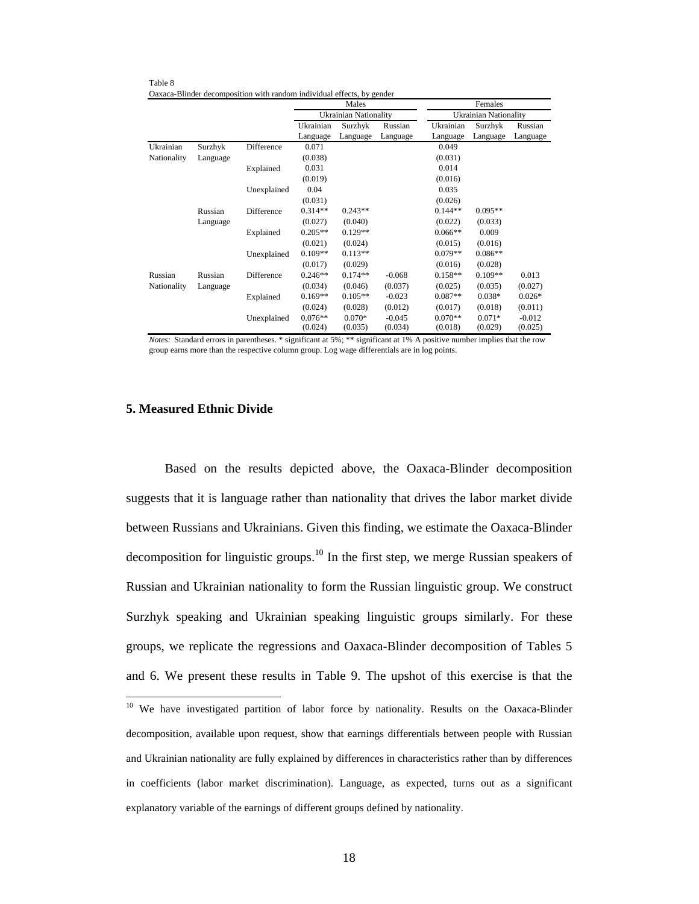Table 8

Oaxaca-Blinder decomposition with random individual effects, by gender

| | | | Males | | | Females | | |
|---|---|---|---|---|---|---|---|---|
| | | | Ukrainian Nationality | | | Ukrainian Nationality | | |
| | | | Ukrainian Language | Surzhyk Language | Russian Language | Ukrainian Language | Surzhyk Language | Russian Language |
| Ukrainian Nationality | Surzhyk Language | Difference | 0.071 | | | 0.049 | | |
| | | | (0.038) | | | (0.031) | | |
| | | Explained | 0.031 | | | 0.014 | | |
| | | | (0.019) | | | (0.016) | | |
| | | Unexplained | 0.04 | | | 0.035 | | |
| | | | (0.031) | | | (0.026) | | |
| | Russian Language | Difference | 0.314** | 0.243** | | 0.144** | 0.095** | |
| | | | (0.027) | (0.040) | | (0.022) | (0.033) | |
| | | Explained | 0.205** | 0.129** | | 0.066** | 0.009 | |
| | | | (0.021) | (0.024) | | (0.015) | (0.016) | |
| | | Unexplained | 0.109** | 0.113** | | 0.079** | 0.086** | |
| | | | (0.017) | (0.029) | | (0.016) | (0.028) | |
| Russian Nationality | Russian Language | Difference | 0.246** | 0.174** | -0.068 | 0.158** | 0.109** | 0.013 |
| | | | (0.034) | (0.046) | (0.037) | (0.025) | (0.035) | (0.027) |
| | | Explained | 0.169** | 0.105** | -0.023 | 0.087** | 0.038* | 0.026* |
| | | | (0.024) | (0.028) | (0.012) | (0.017) | (0.018) | (0.011) |
| | | Unexplained | 0.076** | 0.070* | -0.045 | 0.070** | 0.071* | -0.012 |
| | | | (0.024) | (0.035) | (0.034) | (0.018) | (0.029) | (0.025) |

*Notes:* Standard errors in parentheses. * significant at 5%; ** significant at 1% A positive number implies that the row group earns more than the respective column group. Log wage differentials are in log points.

## 5. Measured Ethnic Divide

Based on the results depicted above, the Oaxaca-Blinder decomposition suggests that it is language rather than nationality that drives the labor market divide between Russians and Ukrainians. Given this finding, we estimate the Oaxaca-Blinder decomposition for linguistic groups.[10] In the first step, we merge Russian speakers of Russian and Ukrainian nationality to form the Russian linguistic group. We construct Surzhyk speaking and Ukrainian speaking linguistic groups similarly. For these groups, we replicate the regressions and Oaxaca-Blinder decomposition of Tables 5 and 6. We present these results in Table 9. The upshot of this exercise is that the

[10] We have investigated partition of labor force by nationality. Results on the Oaxaca-Blinder decomposition, available upon request, show that earnings differentials between people with Russian and Ukrainian nationality are fully explained by differences in characteristics rather than by differences in coefficients (labor market discrimination). Language, as expected, turns out as a significant explanatory variable of the earnings of different groups defined by nationality.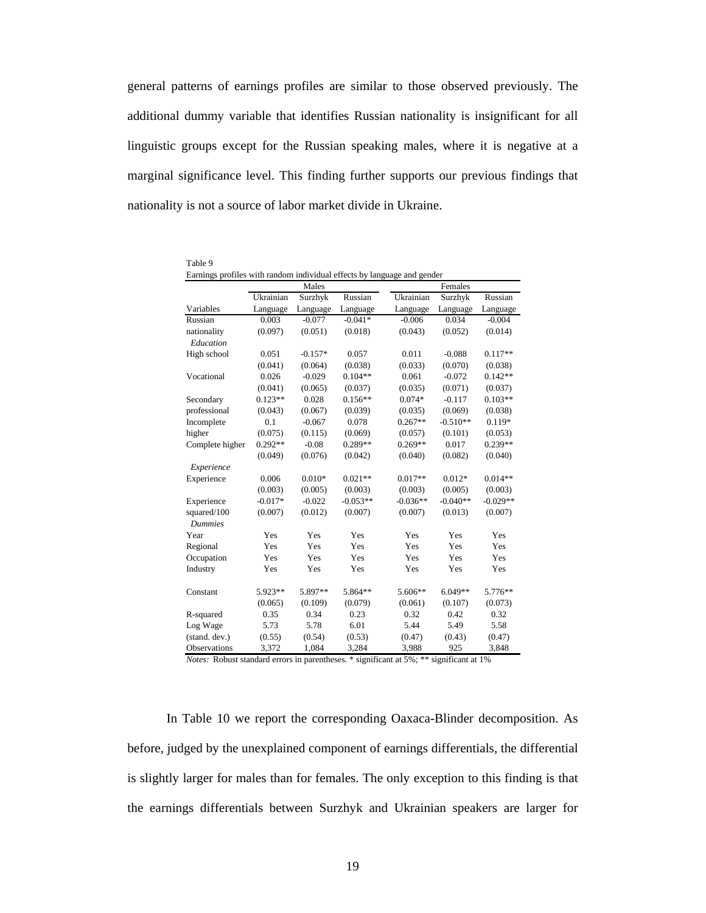general patterns of earnings profiles are similar to those observed previously. The additional dummy variable that identifies Russian nationality is insignificant for all linguistic groups except for the Russian speaking males, where it is negative at a marginal significance level. This finding further supports our previous findings that nationality is not a source of labor market divide in Ukraine.

Table 9
Earnings profiles with random individual effects by language and gender

| | Males | | | Females | | |
|---|---|---|---|---|---|---|
| Variables | Ukrainian Language | Surzhyk Language | Russian Language | Ukrainian Language | Surzhyk Language | Russian Language |
| Russian | 0.003 | -0.077 | -0.041* | -0.006 | 0.034 | -0.004 |
| nationality | (0.097) | (0.051) | (0.018) | (0.043) | (0.052) | (0.014) |
| *Education* | | | | | | |
| High school | 0.051 | -0.157* | 0.057 | 0.011 | -0.088 | 0.117** |
| | (0.041) | (0.064) | (0.038) | (0.033) | (0.070) | (0.038) |
| Vocational | 0.026 | -0.029 | 0.104** | 0.061 | -0.072 | 0.142** |
| | (0.041) | (0.065) | (0.037) | (0.035) | (0.071) | (0.037) |
| Secondary | 0.123** | 0.028 | 0.156** | 0.074* | -0.117 | 0.103** |
| professional | (0.043) | (0.067) | (0.039) | (0.035) | (0.069) | (0.038) |
| Incomplete | 0.1 | -0.067 | 0.078 | 0.267** | -0.510** | 0.119* |
| higher | (0.075) | (0.115) | (0.069) | (0.057) | (0.101) | (0.053) |
| Complete higher | 0.292** | -0.08 | 0.289** | 0.269** | 0.017 | 0.239** |
| | (0.049) | (0.076) | (0.042) | (0.040) | (0.082) | (0.040) |
| *Experience* | | | | | | |
| Experience | 0.006 | 0.010* | 0.021** | 0.017** | 0.012* | 0.014** |
| | (0.003) | (0.005) | (0.003) | (0.003) | (0.005) | (0.003) |
| Experience | -0.017* | -0.022 | -0.053** | -0.036** | -0.040** | -0.029** |
| squared/100 | (0.007) | (0.012) | (0.007) | (0.007) | (0.013) | (0.007) |
| *Dummies* | | | | | | |
| Year | Yes | Yes | Yes | Yes | Yes | Yes |
| Regional | Yes | Yes | Yes | Yes | Yes | Yes |
| Occupation | Yes | Yes | Yes | Yes | Yes | Yes |
| Industry | Yes | Yes | Yes | Yes | Yes | Yes |
| Constant | 5.923** | 5.897** | 5.864** | 5.606** | 6.049** | 5.776** |
| | (0.065) | (0.109) | (0.079) | (0.061) | (0.107) | (0.073) |
| R-squared | 0.35 | 0.34 | 0.23 | 0.32 | 0.42 | 0.32 |
| Log Wage | 5.73 | 5.78 | 6.01 | 5.44 | 5.49 | 5.58 |
| (stand. dev.) | (0.55) | (0.54) | (0.53) | (0.47) | (0.43) | (0.47) |
| Observations | 3,372 | 1,084 | 3,284 | 3,988 | 925 | 3,848 |

*Notes:* Robust standard errors in parentheses. * significant at 5%; ** significant at 1%

In Table 10 we report the corresponding Oaxaca-Blinder decomposition. As before, judged by the unexplained component of earnings differentials, the differential is slightly larger for males than for females. The only exception to this finding is that the earnings differentials between Surzhyk and Ukrainian speakers are larger for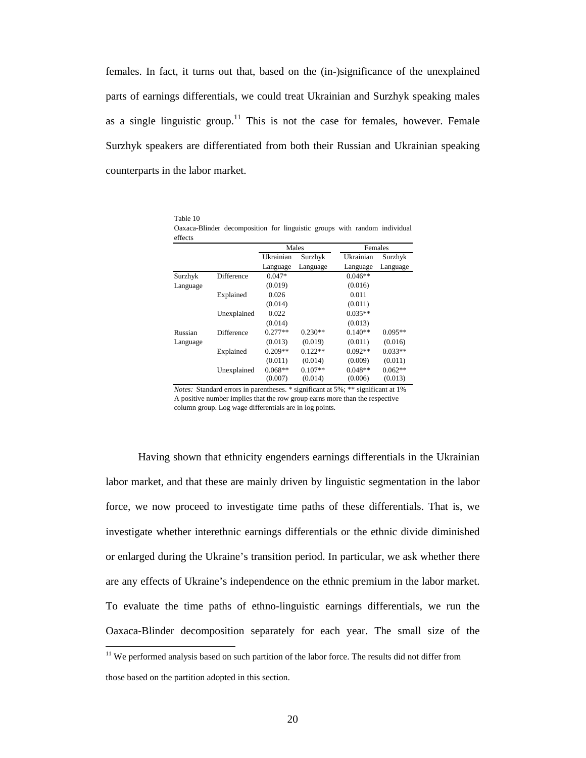females. In fact, it turns out that, based on the (in-)significance of the unexplained parts of earnings differentials, we could treat Ukrainian and Surzhyk speaking males as a single linguistic group.[11] This is not the case for females, however. Female Surzhyk speakers are differentiated from both their Russian and Ukrainian speaking counterparts in the labor market.

Table 10
Oaxaca-Blinder decomposition for linguistic groups with random individual effects

| | | Males | | Females | |
|---|---|---|---|---|---|
| | | Ukrainian Language | Surzhyk Language | Ukrainian Language | Surzhyk Language |
| Surzhyk Language | Difference | 0.047* | | 0.046** | |
| | | (0.019) | | (0.016) | |
| | Explained | 0.026 | | 0.011 | |
| | | (0.014) | | (0.011) | |
| | Unexplained | 0.022 | | 0.035** | |
| | | (0.014) | | (0.013) | |
| Russian Language | Difference | 0.277** | 0.230** | 0.140** | 0.095** |
| | | (0.013) | (0.019) | (0.011) | (0.016) |
| | Explained | 0.209** | 0.122** | 0.092** | 0.033** |
| | | (0.011) | (0.014) | (0.009) | (0.011) |
| | Unexplained | 0.068** | 0.107** | 0.048** | 0.062** |
| | | (0.007) | (0.014) | (0.006) | (0.013) |

*Notes:* Standard errors in parentheses. * significant at 5%; ** significant at 1%
A positive number implies that the row group earns more than the respective column group. Log wage differentials are in log points.

Having shown that ethnicity engenders earnings differentials in the Ukrainian labor market, and that these are mainly driven by linguistic segmentation in the labor force, we now proceed to investigate time paths of these differentials. That is, we investigate whether interethnic earnings differentials or the ethnic divide diminished or enlarged during the Ukraine's transition period. In particular, we ask whether there are any effects of Ukraine's independence on the ethnic premium in the labor market. To evaluate the time paths of ethno-linguistic earnings differentials, we run the Oaxaca-Blinder decomposition separately for each year. The small size of the

[11] We performed analysis based on such partition of the labor force. The results did not differ from those based on the partition adopted in this section.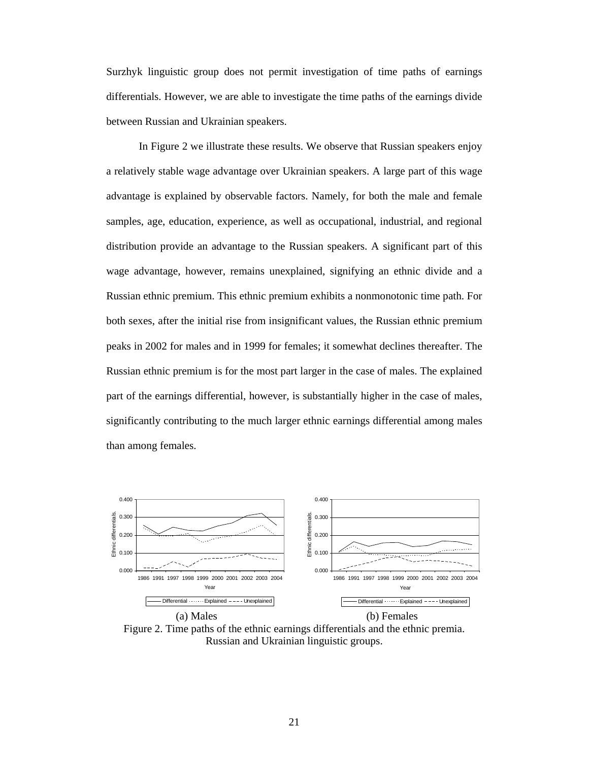Surzhyk linguistic group does not permit investigation of time paths of earnings differentials. However, we are able to investigate the time paths of the earnings divide between Russian and Ukrainian speakers.

In Figure 2 we illustrate these results. We observe that Russian speakers enjoy a relatively stable wage advantage over Ukrainian speakers. A large part of this wage advantage is explained by observable factors. Namely, for both the male and female samples, age, education, experience, as well as occupational, industrial, and regional distribution provide an advantage to the Russian speakers. A significant part of this wage advantage, however, remains unexplained, signifying an ethnic divide and a Russian ethnic premium. This ethnic premium exhibits a nonmonotonic time path. For both sexes, after the initial rise from insignificant values, the Russian ethnic premium peaks in 2002 for males and in 1999 for females; it somewhat declines thereafter. The Russian ethnic premium is for the most part larger in the case of males. The explained part of the earnings differential, however, is substantially higher in the case of males, significantly contributing to the much larger ethnic earnings differential among males than among females.

(a) Males (b) Females

Figure 2. Time paths of the ethnic earnings differentials and the ethnic premia. Russian and Ukrainian linguistic groups.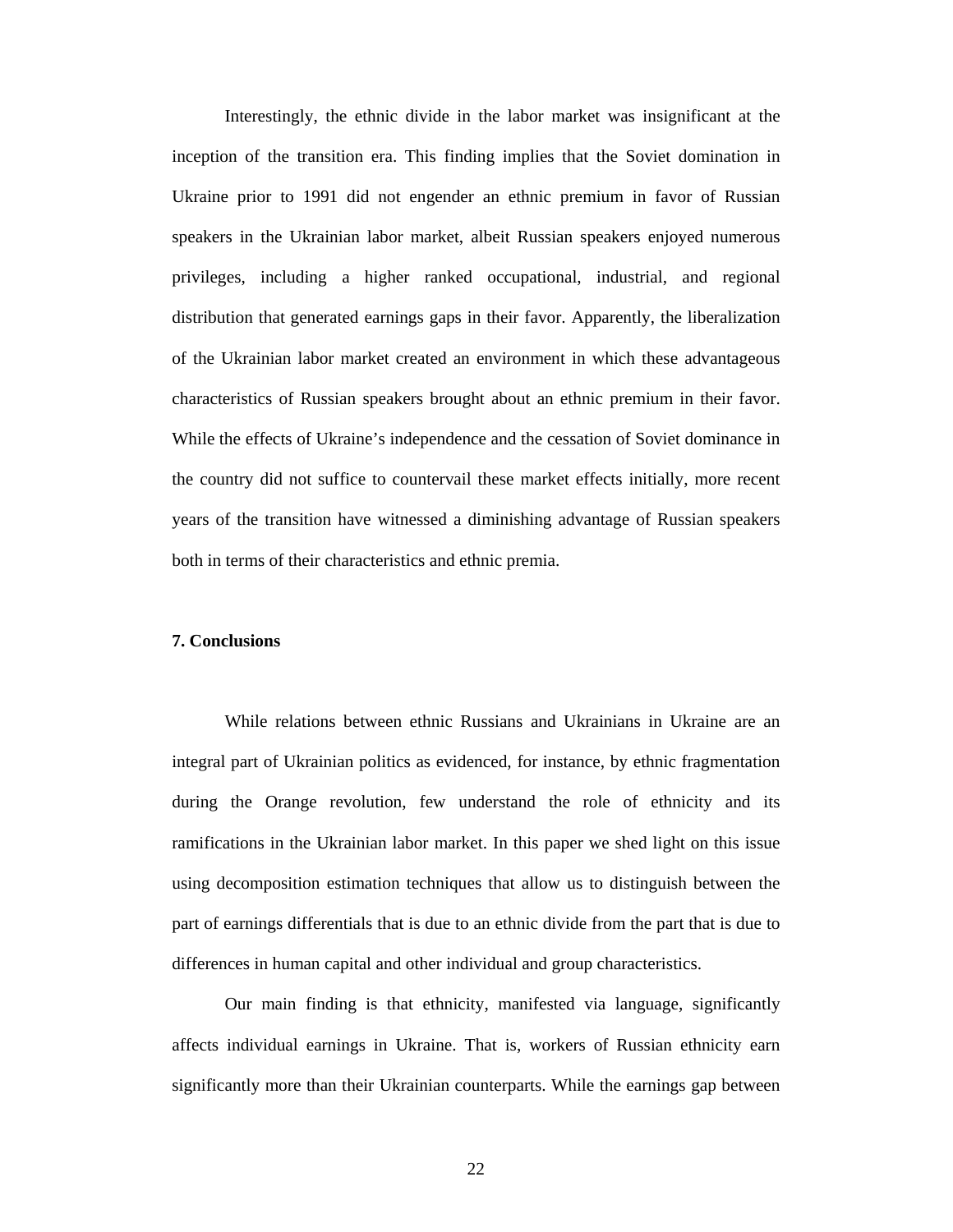Interestingly, the ethnic divide in the labor market was insignificant at the inception of the transition era. This finding implies that the Soviet domination in Ukraine prior to 1991 did not engender an ethnic premium in favor of Russian speakers in the Ukrainian labor market, albeit Russian speakers enjoyed numerous privileges, including a higher ranked occupational, industrial, and regional distribution that generated earnings gaps in their favor. Apparently, the liberalization of the Ukrainian labor market created an environment in which these advantageous characteristics of Russian speakers brought about an ethnic premium in their favor. While the effects of Ukraine's independence and the cessation of Soviet dominance in the country did not suffice to countervail these market effects initially, more recent years of the transition have witnessed a diminishing advantage of Russian speakers both in terms of their characteristics and ethnic premia.

## 7. Conclusions

While relations between ethnic Russians and Ukrainians in Ukraine are an integral part of Ukrainian politics as evidenced, for instance, by ethnic fragmentation during the Orange revolution, few understand the role of ethnicity and its ramifications in the Ukrainian labor market. In this paper we shed light on this issue using decomposition estimation techniques that allow us to distinguish between the part of earnings differentials that is due to an ethnic divide from the part that is due to differences in human capital and other individual and group characteristics.

Our main finding is that ethnicity, manifested via language, significantly affects individual earnings in Ukraine. That is, workers of Russian ethnicity earn significantly more than their Ukrainian counterparts. While the earnings gap between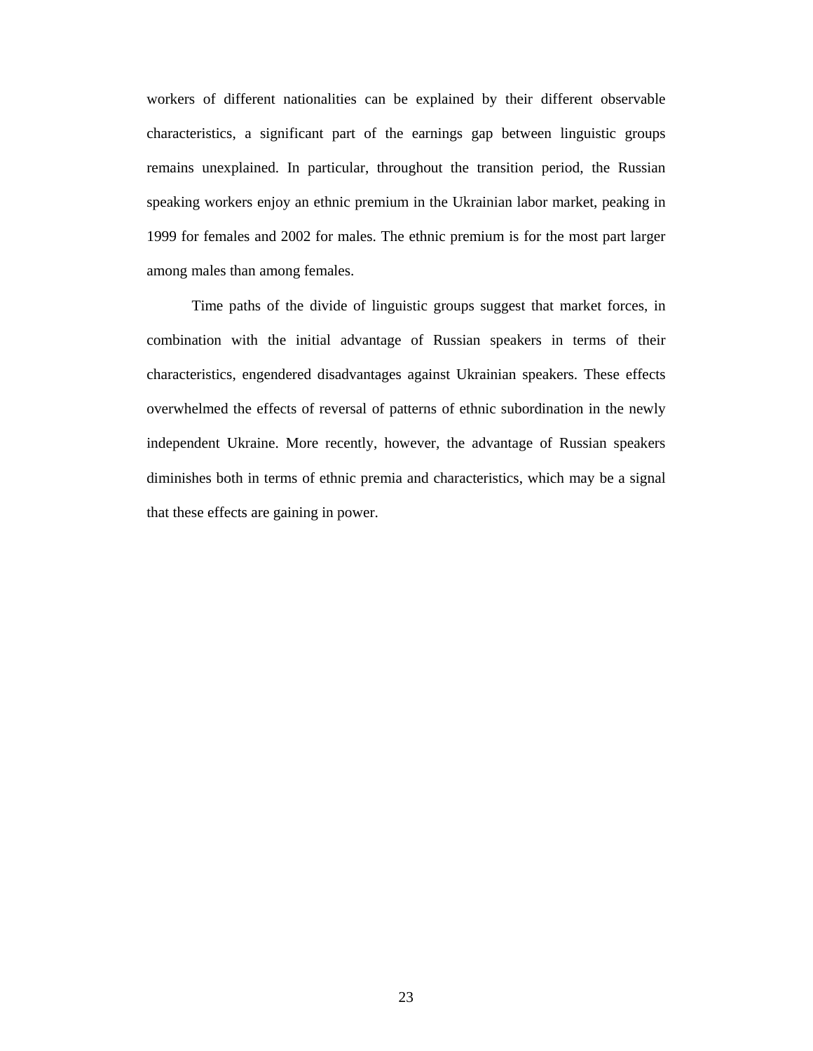workers of different nationalities can be explained by their different observable characteristics, a significant part of the earnings gap between linguistic groups remains unexplained. In particular, throughout the transition period, the Russian speaking workers enjoy an ethnic premium in the Ukrainian labor market, peaking in 1999 for females and 2002 for males. The ethnic premium is for the most part larger among males than among females.

Time paths of the divide of linguistic groups suggest that market forces, in combination with the initial advantage of Russian speakers in terms of their characteristics, engendered disadvantages against Ukrainian speakers. These effects overwhelmed the effects of reversal of patterns of ethnic subordination in the newly independent Ukraine. More recently, however, the advantage of Russian speakers diminishes both in terms of ethnic premia and characteristics, which may be a signal that these effects are gaining in power.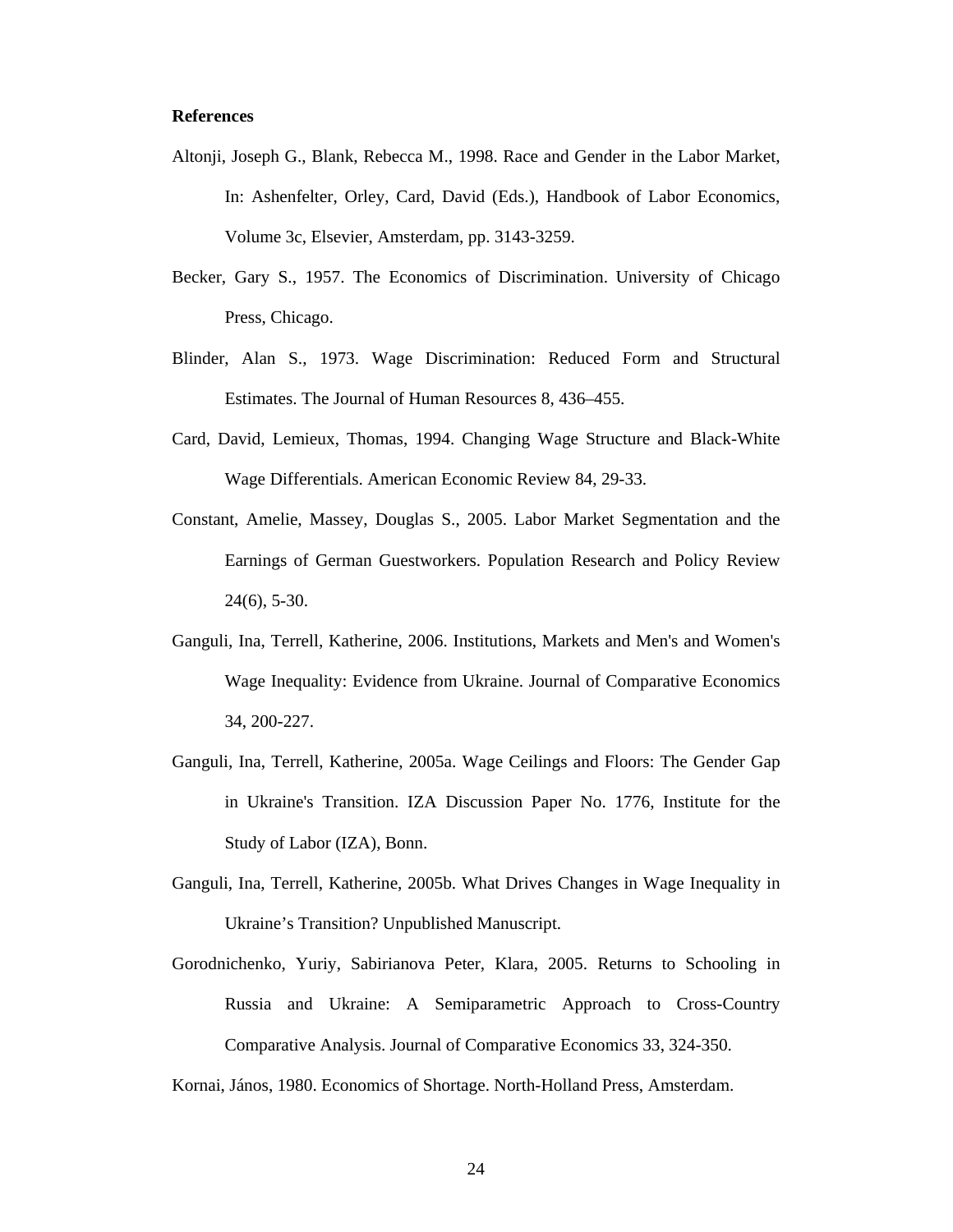**References**

Altonji, Joseph G., Blank, Rebecca M., 1998. Race and Gender in the Labor Market, In: Ashenfelter, Orley, Card, David (Eds.), Handbook of Labor Economics, Volume 3c, Elsevier, Amsterdam, pp. 3143-3259.

Becker, Gary S., 1957. The Economics of Discrimination. University of Chicago Press, Chicago.

Blinder, Alan S., 1973. Wage Discrimination: Reduced Form and Structural Estimates. The Journal of Human Resources 8, 436–455.

Card, David, Lemieux, Thomas, 1994. Changing Wage Structure and Black-White Wage Differentials. American Economic Review 84, 29-33.

Constant, Amelie, Massey, Douglas S., 2005. Labor Market Segmentation and the Earnings of German Guestworkers. Population Research and Policy Review 24(6), 5-30.

Ganguli, Ina, Terrell, Katherine, 2006. Institutions, Markets and Men's and Women's Wage Inequality: Evidence from Ukraine. Journal of Comparative Economics 34, 200-227.

Ganguli, Ina, Terrell, Katherine, 2005a. Wage Ceilings and Floors: The Gender Gap in Ukraine's Transition. IZA Discussion Paper No. 1776, Institute for the Study of Labor (IZA), Bonn.

Ganguli, Ina, Terrell, Katherine, 2005b. What Drives Changes in Wage Inequality in Ukraine's Transition? Unpublished Manuscript.

Gorodnichenko, Yuriy, Sabirianova Peter, Klara, 2005. Returns to Schooling in Russia and Ukraine: A Semiparametric Approach to Cross-Country Comparative Analysis. Journal of Comparative Economics 33, 324-350.

Kornai, János, 1980. Economics of Shortage. North-Holland Press, Amsterdam.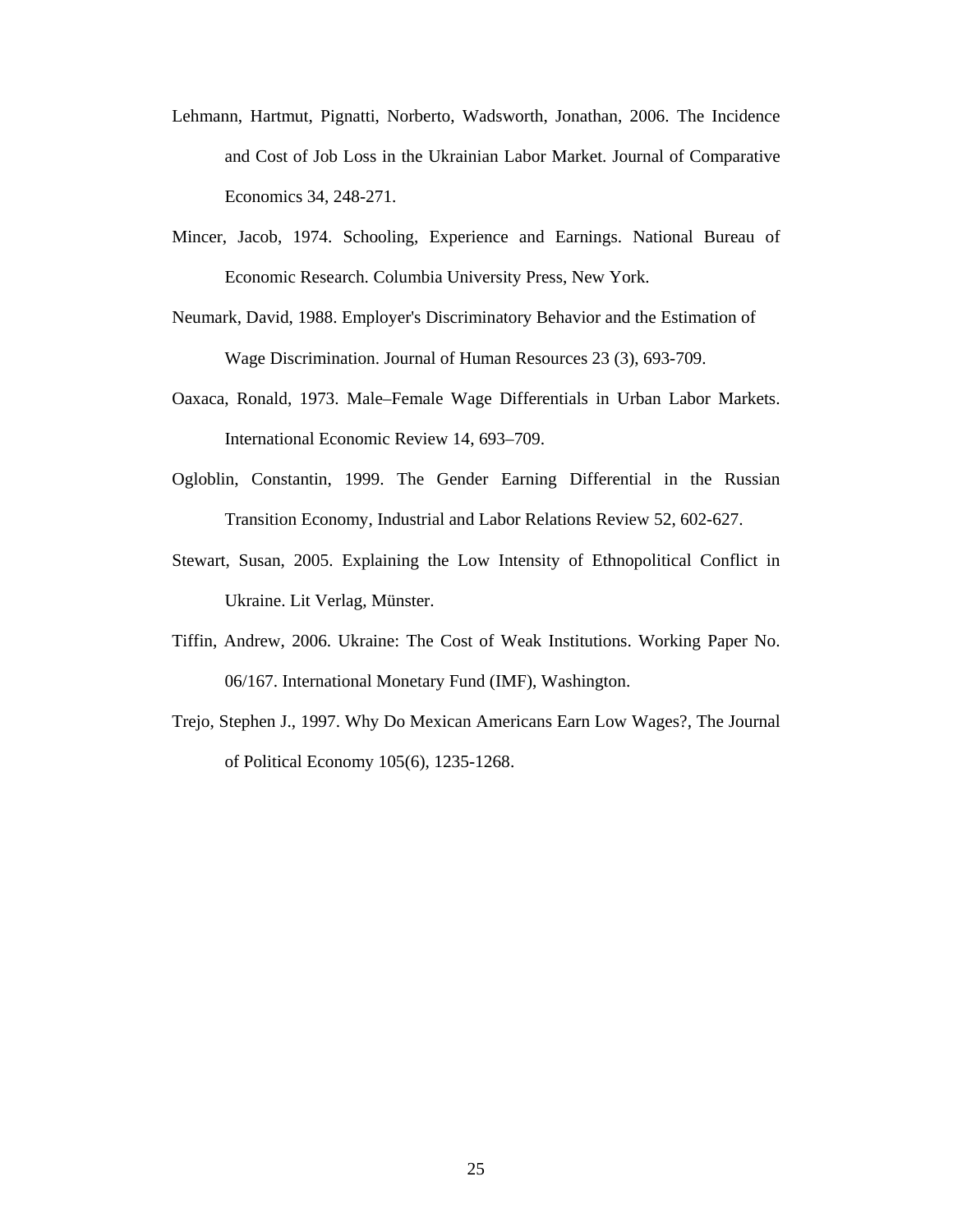Lehmann, Hartmut, Pignatti, Norberto, Wadsworth, Jonathan, 2006. The Incidence and Cost of Job Loss in the Ukrainian Labor Market. Journal of Comparative Economics 34, 248-271.

Mincer, Jacob, 1974. Schooling, Experience and Earnings. National Bureau of Economic Research. Columbia University Press, New York.

Neumark, David, 1988. Employer's Discriminatory Behavior and the Estimation of Wage Discrimination. Journal of Human Resources 23 (3), 693-709.

Oaxaca, Ronald, 1973. Male–Female Wage Differentials in Urban Labor Markets. International Economic Review 14, 693–709.

Ogloblin, Constantin, 1999. The Gender Earning Differential in the Russian Transition Economy, Industrial and Labor Relations Review 52, 602-627.

Stewart, Susan, 2005. Explaining the Low Intensity of Ethnopolitical Conflict in Ukraine. Lit Verlag, Münster.

Tiffin, Andrew, 2006. Ukraine: The Cost of Weak Institutions. Working Paper No. 06/167. International Monetary Fund (IMF), Washington.

Trejo, Stephen J., 1997. Why Do Mexican Americans Earn Low Wages?, The Journal of Political Economy 105(6), 1235-1268.